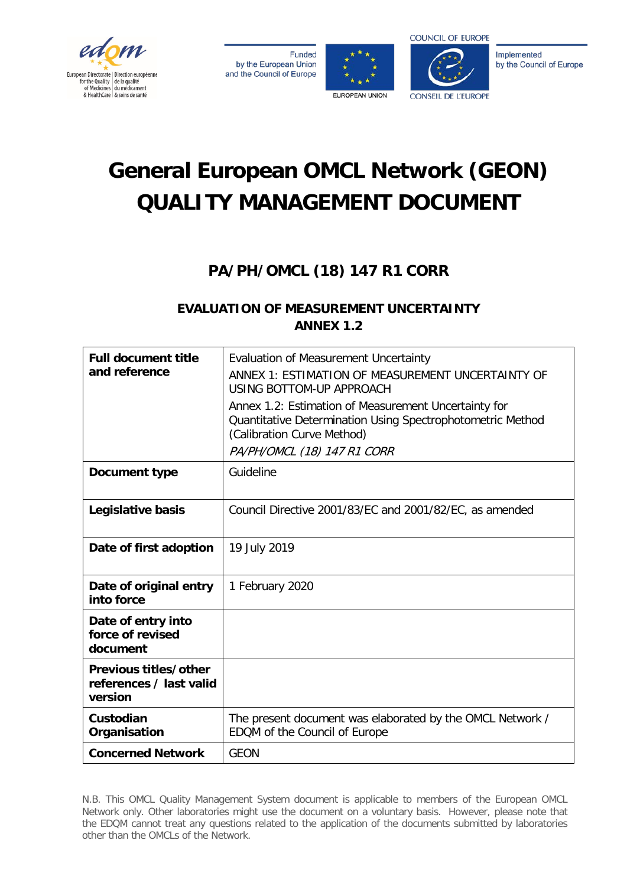Funded by the European Union and the Council of Europe

Implemented by the Council of Europe

# General European OMCL Network (GEON) QUALITY MANAGEMENT DOCUMENT

## PA/PH/OMCL (18) 147 R1 CORR

### EVALUATION OF MEASUREMENT UNCERTAINTY ANNEX 1.2

| | |
|---|---|
| **Full document title and reference** | Evaluation of Measurement Uncertainty<br>ANNEX 1: ESTIMATION OF MEASUREMENT UNCERTAINTY OF USING BOTTOM-UP APPROACH<br>Annex 1.2: Estimation of Measurement Uncertainty for Quantitative Determination Using Spectrophotometric Method (Calibration Curve Method)<br>*PA/PH/OMCL (18) 147 R1 CORR* |
| **Document type** | Guideline |
| **Legislative basis** | Council Directive 2001/83/EC and 2001/82/EC, as amended |
| **Date of first adoption** | 19 July 2019 |
| **Date of original entry into force** | 1 February 2020 |
| **Date of entry into force of revised document** | |
| **Previous titles/other references / last valid version** | |
| **Custodian Organisation** | The present document was elaborated by the OMCL Network / EDQM of the Council of Europe |
| **Concerned Network** | GEON |

N.B. This OMCL Quality Management System document is applicable to members of the European OMCL Network only. Other laboratories might use the document on a voluntary basis. However, please note that the EDQM cannot treat any questions related to the application of the documents submitted by laboratories other than the OMCLs of the Network.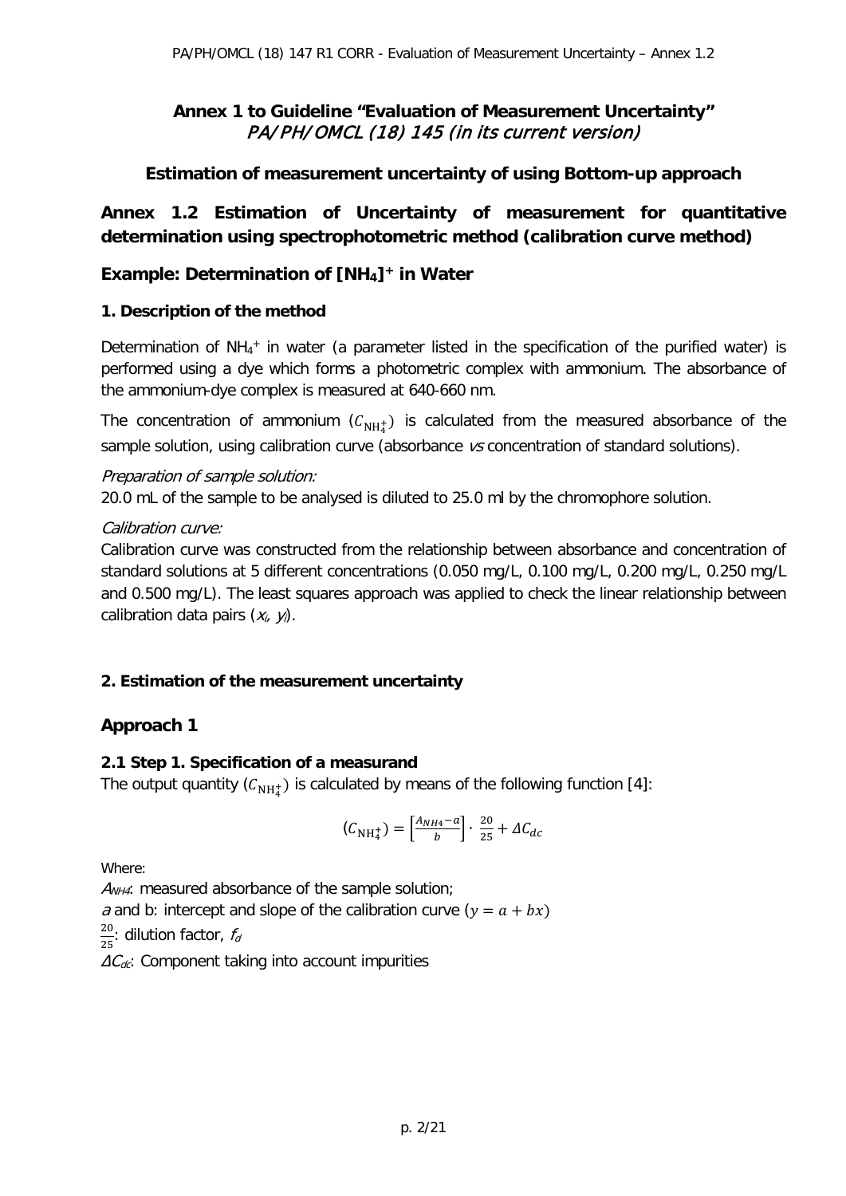**Annex 1 to Guideline "Evaluation of Measurement Uncertainty"**
*PA/PH/OMCL (18) 145 (in its current version)*

**Estimation of measurement uncertainty of using Bottom-up approach**

## Annex 1.2 Estimation of Uncertainty of measurement for quantitative determination using spectrophotometric method (calibration curve method)

### Example: Determination of $[NH_4]^+$ in Water

#### 1. Description of the method

Determination of $NH_4^+$ in water (a parameter listed in the specification of the purified water) is performed using a dye which forms a photometric complex with ammonium. The absorbance of the ammonium-dye complex is measured at 640-660 nm.

The concentration of ammonium ($C_{\mathrm{NH}_4^+}$) is calculated from the measured absorbance of the sample solution, using calibration curve (absorbance *vs* concentration of standard solutions).

*Preparation of sample solution:*

20.0 mL of the sample to be analysed is diluted to 25.0 ml by the chromophore solution.

*Calibration curve:*

Calibration curve was constructed from the relationship between absorbance and concentration of standard solutions at 5 different concentrations (0.050 mg/L, 0.100 mg/L, 0.200 mg/L, 0.250 mg/L and 0.500 mg/L). The least squares approach was applied to check the linear relationship between calibration data pairs ($x_i$, $y_i$).

#### 2. Estimation of the measurement uncertainty

### Approach 1

#### 2.1 Step 1. Specification of a measurand

The output quantity ($C_{\mathrm{NH}_4^+}$) is calculated by means of the following function [4]:

$$(C_{\mathrm{NH}_4^+}) = \left[\frac{A_{NH4} - a}{b}\right] \cdot \frac{20}{25} + \Delta C_{dc}$$

Where:

$A_{NH4}$: measured absorbance of the sample solution;

*a* and b: intercept and slope of the calibration curve ($y = a + bx$)

$\frac{20}{25}$: dilution factor, $f_d$

$\Delta C_{dc}$: Component taking into account impurities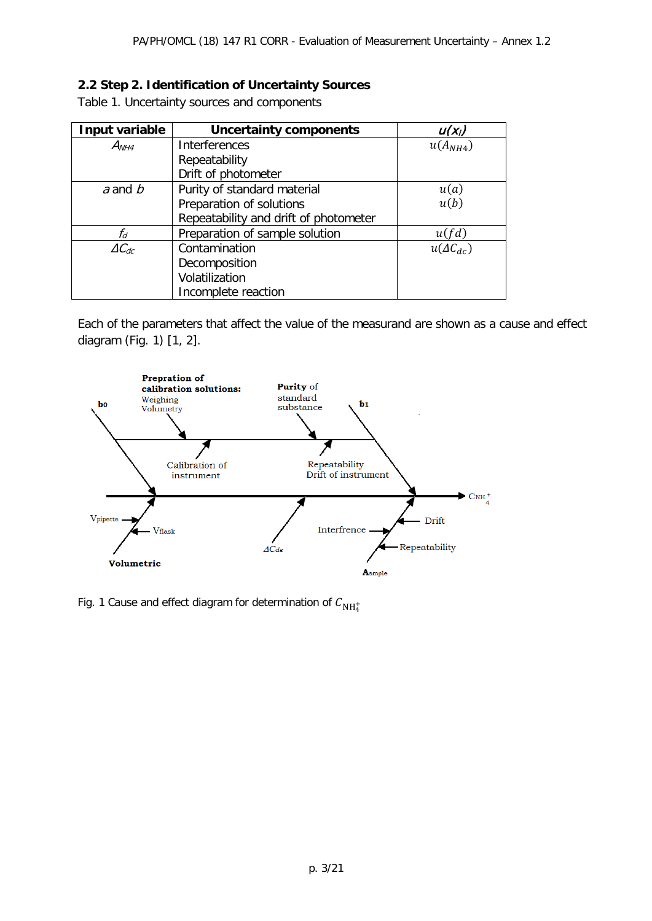## 2.2 Step 2. Identification of Uncertainty Sources

Table 1. Uncertainty sources and components

| Input variable | Uncertainty components | $u(x_i)$ |
|---|---|---|
| $A_{NH4}$ | Interferences<br>Repeatability<br>Drift of photometer | $u(A_{NH4})$ |
| *a* and *b* | Purity of standard material<br>Preparation of solutions<br>Repeatability and drift of photometer | $u(a)$<br>$u(b)$ |
| $f_d$ | Preparation of sample solution | $u(fd)$ |
| $\Delta C_{dc}$ | Contamination<br>Decomposition<br>Volatilization<br>Incomplete reaction | $u(\Delta C_{dc})$ |

Each of the parameters that affect the value of the measurand are shown as a cause and effect diagram (Fig. 1) [1, 2].

Fig. 1 Cause and effect diagram for determination of $C_{NH_4^+}$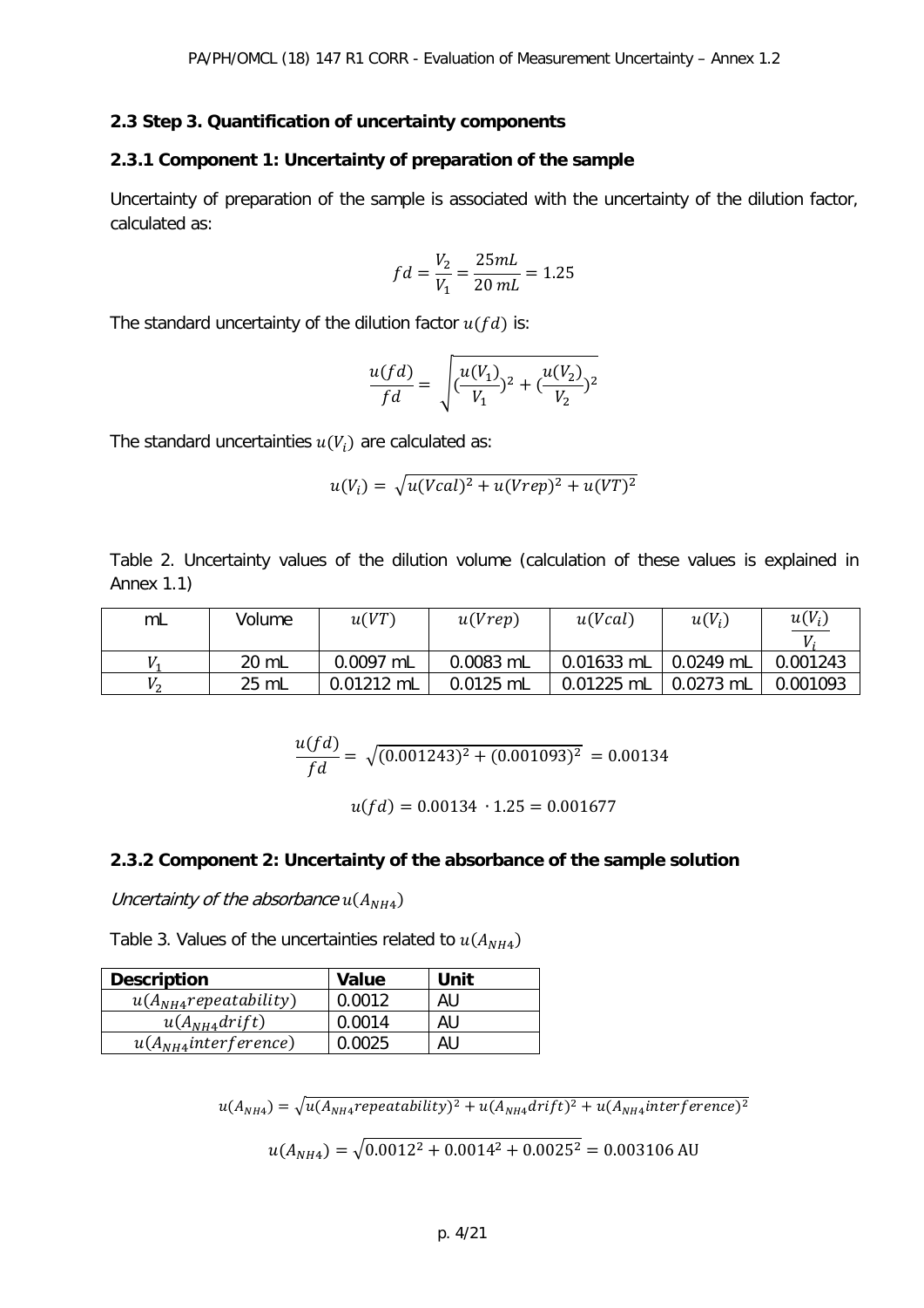### 2.3 Step 3. Quantification of uncertainty components

#### 2.3.1 Component 1: Uncertainty of preparation of the sample

Uncertainty of preparation of the sample is associated with the uncertainty of the dilution factor, calculated as:

$$fd = \frac{V_2}{V_1} = \frac{25mL}{20\ mL} = 1.25$$

The standard uncertainty of the dilution factor $u(fd)$ is:

$$\frac{u(fd)}{fd} = \sqrt{(\frac{u(V_1)}{V_1})^2 + (\frac{u(V_2)}{V_2})^2}$$

The standard uncertainties $u(V_i)$ are calculated as:

$$u(V_i) = \sqrt{u(Vcal)^2 + u(Vrep)^2 + u(VT)^2}$$

Table 2. Uncertainty values of the dilution volume (calculation of these values is explained in Annex 1.1)

| mL | Volume | $u(VT)$ | $u(Vrep)$ | $u(Vcal)$ | $u(V_i)$ | $\frac{u(V_i)}{V_i}$ |
|---|---|---|---|---|---|---|
| $V_1$ | 20 mL | 0.0097 mL | 0.0083 mL | 0.01633 mL | 0.0249 mL | 0.001243 |
| $V_2$ | 25 mL | 0.01212 mL | 0.0125 mL | 0.01225 mL | 0.0273 mL | 0.001093 |

$$\frac{u(fd)}{fd} = \sqrt{(0.001243)^2 + (0.001093)^2} = 0.00134$$

$$u(fd) = 0.00134 \cdot 1.25 = 0.001677$$

#### 2.3.2 Component 2: Uncertainty of the absorbance of the sample solution

*Uncertainty of the absorbance* $u(A_{NH4})$

Table 3. Values of the uncertainties related to $u(A_{NH4})$

| Description | Value | Unit |
|---|---|---|
| $u(A_{NH4}repeatability)$ | 0.0012 | AU |
| $u(A_{NH4}drift)$ | 0.0014 | AU |
| $u(A_{NH4}interference)$ | 0.0025 | AU |

$$u(A_{NH4}) = \sqrt{u(A_{NH4}repeatability)^2 + u(A_{NH4}drift)^2 + u(A_{NH4}interference)^2}$$

$$u(A_{NH4}) = \sqrt{0.0012^2 + 0.0014^2 + 0.0025^2} = 0.003106\ \text{AU}$$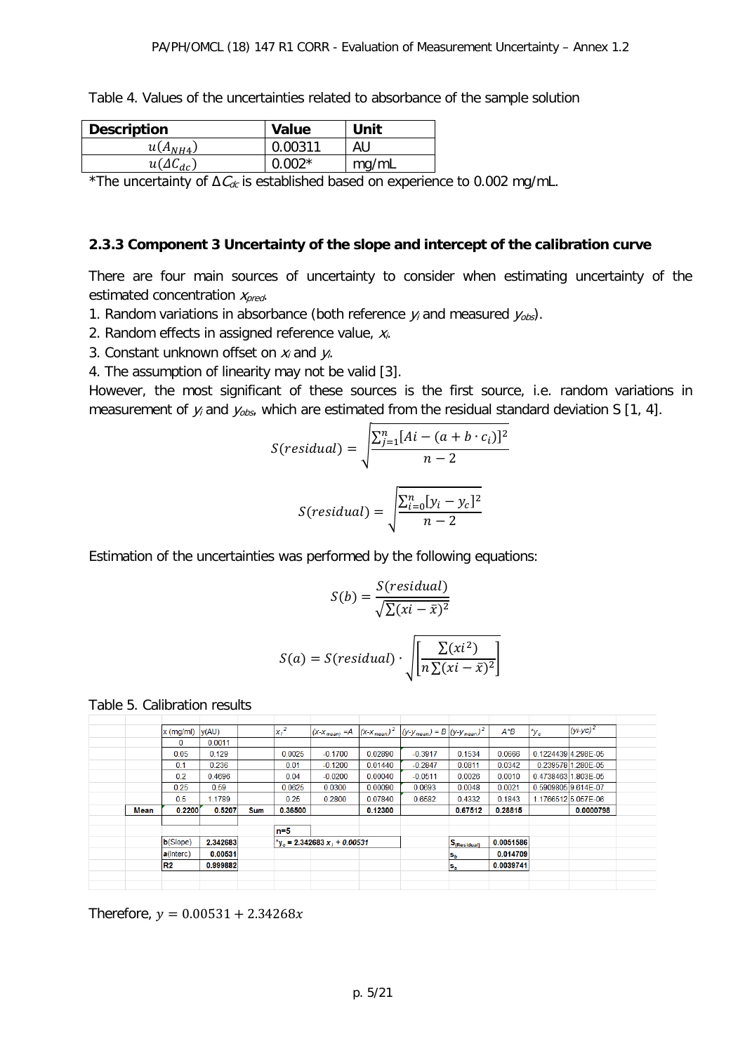Table 4. Values of the uncertainties related to absorbance of the sample solution

| Description | Value | Unit |
|---|---|---|
| $u(A_{NH4})$ | 0.00311 | AU |
| $u(\Delta C_{dc})$ | 0.002* | mg/mL |

*The uncertainty of $\Delta C_{dc}$ is established based on experience to 0.002 mg/mL.

### 2.3.3 Component 3 Uncertainty of the slope and intercept of the calibration curve

There are four main sources of uncertainty to consider when estimating uncertainty of the estimated concentration $x_{pred}$.

1. Random variations in absorbance (both reference $y_i$ and measured $y_{obs}$).
2. Random effects in assigned reference value, $x_i$.
3. Constant unknown offset on $x_i$ and $y_i$.
4. The assumption of linearity may not be valid [3].

However, the most significant of these sources is the first source, i.e. random variations in measurement of $y_i$ and $y_{obs}$, which are estimated from the residual standard deviation S [1, 4].

$$S(residual) = \sqrt{\frac{\sum_{j=1}^{n}[Ai - (a + b \cdot c_i)]^2}{n-2}}$$

$$S(residual) = \sqrt{\frac{\sum_{i=0}^{n}[y_i - y_c]^2}{n-2}}$$

Estimation of the uncertainties was performed by the following equations:

$$S(b) = \frac{S(residual)}{\sqrt{\sum(xi - \bar{x})^2}}$$

$$S(a) = S(residual) \cdot \sqrt{\left[\frac{\sum(xi^2)}{n\sum(xi - \bar{x})^2}\right]}$$

Table 5. Calibration results

| | x (mg/ml) | y(AU) | | $x_i^2$ | $(x-x_{mean})=A$ | $(x-x_{mean})^2$ | $(y-y_{mean})=B$ | $(y-y_{mean})^2$ | A*B | $*y_c$ | $(yi-yc)^2$ |
|---|---|---|---|---|---|---|---|---|---|---|---|
| | 0 | 0.0011 | | | | | | | | | |
| | 0.05 | 0.129 | | 0.0025 | -0.1700 | 0.02890 | -0.3917 | 0.1534 | 0.0666 | 0.1224439 | 4.298E-05 |
| | 0.1 | 0.236 | | 0.01 | -0.1200 | 0.01440 | -0.2847 | 0.0811 | 0.0342 | 0.239578 | 1.280E-05 |
| | 0.2 | 0.4696 | | 0.04 | -0.0200 | 0.00040 | -0.0511 | 0.0026 | 0.0010 | 0.4738463 | 1.803E-05 |
| | 0.25 | 0.59 | | 0.0625 | 0.0300 | 0.00090 | 0.0693 | 0.0048 | 0.0021 | 0.5909805 | 9.614E-07 |
| | 0.5 | 1.1789 | | 0.25 | 0.2800 | 0.07840 | 0.6582 | 0.4332 | 0.1843 | 1.1766512 | 5.057E-06 |
| Mean | 0.2200 | 0.5207 | Sum | 0.36500 | | 0.12300 | | 0.67512 | 0.28815 | | 0.0000798 |
| | | | | n=5 | | | | | | | |
| | b(Slope) | 2.342683 | | $*y_c = 2.342683\ x_i + 0.00531$ | | | | $S_{(Residual)}$ | 0.0051586 | | |
| | a(Interc) | 0.00531 | | | | | | $S_b$ | 0.014709 | | |
| | R2 | 0.999882 | | | | | | $S_a$ | 0.0039741 | | |

Therefore, $y = 0.00531 + 2.34268x$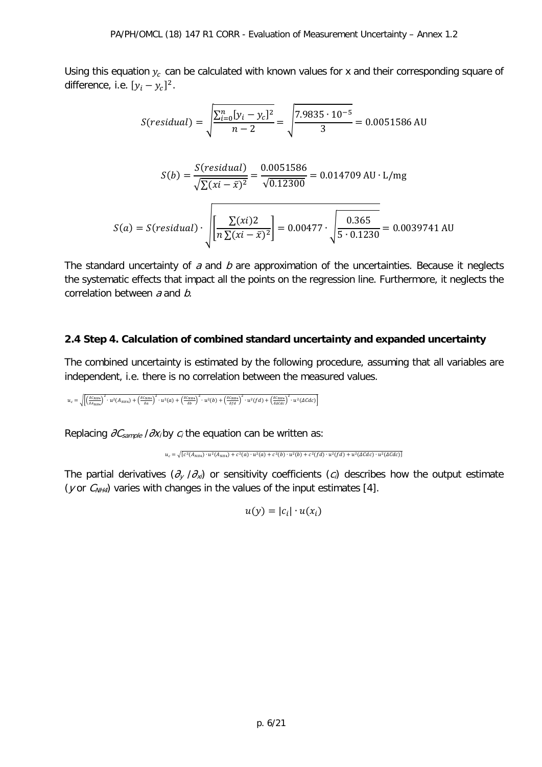Using this equation $y_c$ can be calculated with known values for x and their corresponding square of difference, i.e. $[y_i - y_c]^2$.

$$S(residual) = \sqrt{\frac{\sum_{i=0}^{n}[y_i - y_c]^2}{n-2}} = \sqrt{\frac{7.9835 \cdot 10^{-5}}{3}} = 0.0051586 \text{ AU}$$

$$S(b) = \frac{S(residual)}{\sqrt{\sum(xi - \bar{x})^2}} = \frac{0.0051586}{\sqrt{0.12300}} = 0.014709 \text{ AU} \cdot \text{L/mg}$$

$$S(a) = S(residual) \cdot \sqrt{\left[\frac{\sum(xi)2}{n\sum(xi - \bar{x})^2}\right]} = 0.00477 \cdot \sqrt{\frac{0.365}{5 \cdot 0.1230}} = 0.0039741 \text{ AU}$$

The standard uncertainty of *a* and *b* are approximation of the uncertainties. Because it neglects the systematic effects that impact all the points on the regression line. Furthermore, it neglects the correlation between *a* and *b*.

## 2.4 Step 4. Calculation of combined standard uncertainty and expanded uncertainty

The combined uncertainty is estimated by the following procedure, assuming that all variables are independent, i.e. there is no correlation between the measured values.

$$u_c = \sqrt{\left[\left(\frac{\delta C_{NH4}}{\delta A_{NH4}}\right)^2 \cdot u^2(A_{NH4}) + \left(\frac{\delta C_{NH4}}{\delta a}\right)^2 \cdot u^2(a) + \left(\frac{\delta C_{NH4}}{\delta b}\right)^2 \cdot u^2(b) + \left(\frac{\delta C_{NH4}}{\delta fd}\right)^2 \cdot u^2(fd) + \left(\frac{\delta C_{NH4}}{\delta \Delta Cdc}\right)^2 \cdot u^2(\Delta Cdc)\right]}$$

Replacing $\partial C_{sample} / \partial x_i$ by $c_i$ the equation can be written as:

$$u_c = \sqrt{\left[c^2(A_{NH4}) \cdot u^2(A_{NH4}) + c^2(a) \cdot u^2(a) + c^2(b) \cdot u^2(b) + c^2(fd) \cdot u^2(fd) + u^2(\Delta Cdc) \cdot u^2(\Delta Cdc)\right]}$$

The partial derivatives ($\partial_y / \partial_{xi}$) or sensitivity coefficients ($c_i$) describes how the output estimate ($y$ or $C_{NH4}$) varies with changes in the values of the input estimates [4].

$$u(y) = |c_i| \cdot u(x_i)$$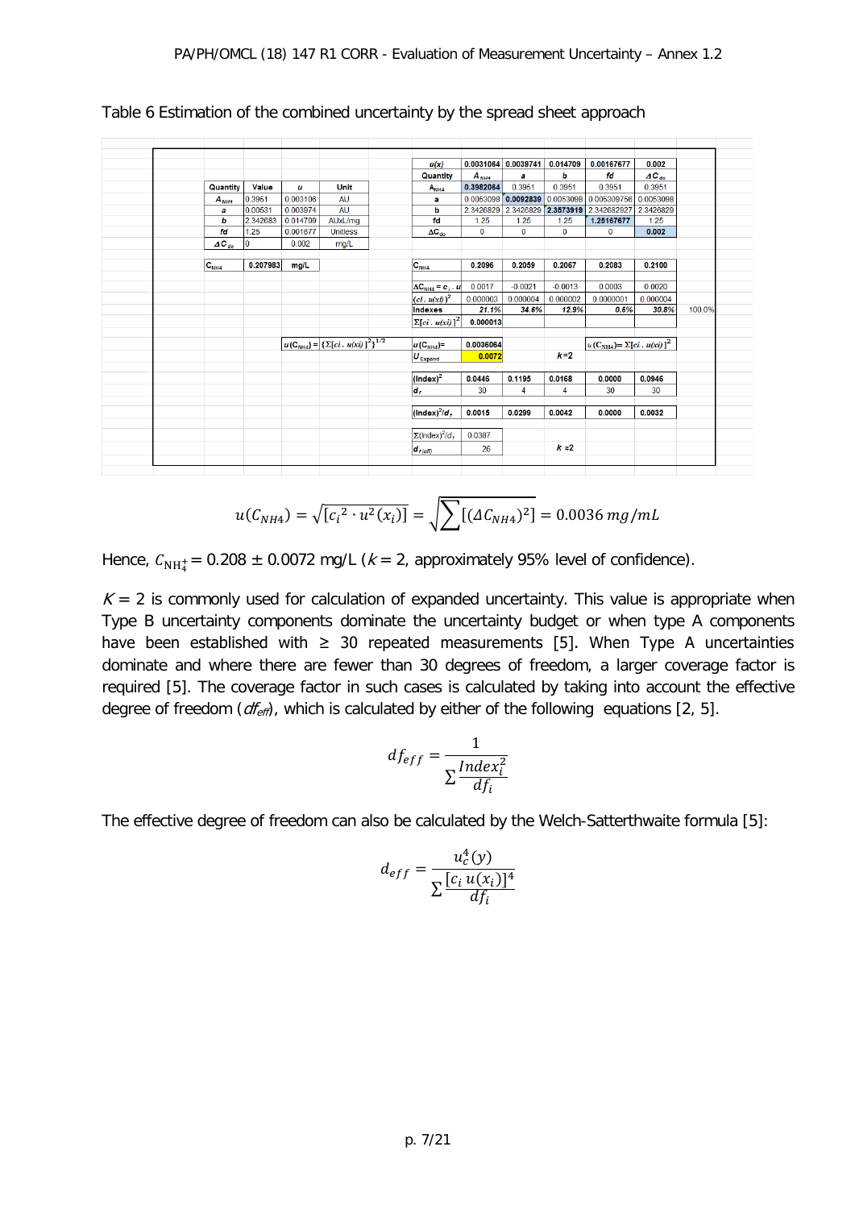Table 6 Estimation of the combined uncertainty by the spread sheet approach

| Quantity | Value | u | Unit |
|---|---|---|---|
| $A_{NH4}$ | 0.3961 | 0.003106 | AU |
| a | 0.00631 | 0.003974 | AU |
| b | 2.342683 | 0.014709 | AUxL/mg |
| fd | 1.25 | 0.001677 | Unitless |
| $\Delta C_{do}$ | 0 | 0.002 | mg/L |

| | | |
|---|---|---|
| $C_{NH4}$ | 0.207983 | mg/L |

| u(x) | 0.0031064 | 0.0039741 | 0.014709 | 0.00167677 | 0.002 | |
|---|---|---|---|---|---|---|
| Quantity | $A_{NH4}$ | a | b | fd | $\Delta C_{do}$ | |
| $A_{NH4}$ | 0.3982064 | 0.3951 | 0.3951 | 0.3951 | 0.3951 | |
| a | 0.0063098 | 0.0092839 | 0.0053098 | 0.005309756 | 0.0053098 | |
| b | 2.3426829 | 2.3426829 | 2.3573919 | 2.342682927 | 2.3426829 | |
| fd | 1.25 | 1.25 | 1.25 | 1.25167677 | 1.25 | |
| $\Delta C_{do}$ | 0 | 0 | 0 | 0 | 0.002 | |
| $C_{NH4}$ | 0.2096 | 0.2059 | 0.2067 | 0.2083 | 0.2100 | |
| $\Delta C_{NH4} = c_i \cdot u$ | 0.0017 | -0.0021 | -0.0013 | 0.0003 | 0.0020 | |
| $(ci \cdot u(xi))^2$ | 0.000003 | 0.000004 | 0.000002 | 0.0000001 | 0.000004 | |
| Indexes | 21.1% | 34.6% | 12.9% | 0.6% | 30.8% | 100.0% |
| $\Sigma[ci \cdot u(xi)]^2$ | 0.000013 | | | | | |
| $u(C_{NH4})=$ | 0.0036064 | | | $u(C_{NH4}) = \Sigma[ci \cdot u(xi)]^2$ | | |
| $U_{Expand}$ | 0.0072 | | k=2 | | | |
| $(Index)^2$ | 0.0446 | 0.1195 | 0.0168 | 0.0000 | 0.0946 | |
| $d_f$ | 30 | 4 | 4 | 30 | 30 | |
| $(Index)^2/d_f$ | 0.0015 | 0.0299 | 0.0042 | 0.0000 | 0.0032 | |
| $\Sigma(Index)^2/d_f$ | 0.0387 | | | | | |
| $d_{f(eff)}$ | 26 | | k ≈2 | | | |

$u(C_{NH4}) = \{\Sigma[ci \cdot u(xi)]^2\}^{1/2}$

$$u(C_{NH4}) = \sqrt{[c_i^2 \cdot u^2(x_i)]} = \sqrt{\sum[(\Delta C_{NH4})^2]} = 0.0036\ mg/mL$$

Hence, $C_{NH_4^+}$ = 0.208 ± 0.0072 mg/L ($k$ = 2, approximately 95% level of confidence).

$K$ = 2 is commonly used for calculation of expanded uncertainty. This value is appropriate when Type B uncertainty components dominate the uncertainty budget or when type A components have been established with ≥ 30 repeated measurements [5]. When Type A uncertainties dominate and where there are fewer than 30 degrees of freedom, a larger coverage factor is required [5]. The coverage factor in such cases is calculated by taking into account the effective degree of freedom ($df_{eff}$), which is calculated by either of the following equations [2, 5].

$$df_{eff} = \frac{1}{\sum \frac{Index_i^2}{df_i}}$$

The effective degree of freedom can also be calculated by the Welch-Satterthwaite formula [5]:

$$d_{eff} = \frac{u_c^4(y)}{\sum \frac{[c_i\, u(x_i)]^4}{df_i}}$$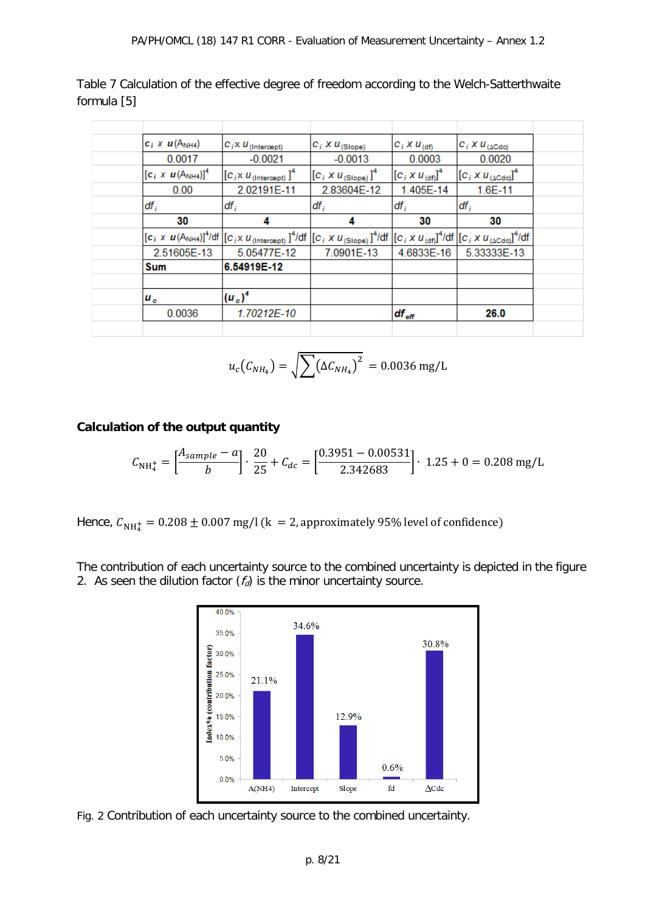Table 7 Calculation of the effective degree of freedom according to the Welch-Satterthwaite formula [5]

| $c_i \times u(A_{NH4})$ | $c_i \times u_{(Intercept)}$ | $c_i \times u_{(Slope)}$ | $c_i \times u_{(df)}$ | $c_i \times u_{(\Delta Cdc)}$ |
|---|---|---|---|---|
| 0.0017 | -0.0021 | -0.0013 | 0.0003 | 0.0020 |
| $[c_i \times u(A_{NH4})]^4$ | $[c_i \times u_{(Intercept)}]^4$ | $[c_i \times u_{(Slope)}]^4$ | $[c_i \times u_{(df)}]^4$ | $[c_i \times u_{(\Delta Cdc)}]^4$ |
| 0.00 | 2.02191E-11 | 2.83604E-12 | 1.405E-14 | 1.6E-11 |
| $df_i$ | $df_i$ | $df_i$ | $df_i$ | $df_i$ |
| **30** | **4** | **4** | **30** | **30** |
| $[c_i \times u(A_{NH4})]^4/df$ | $[c_i \times u_{(Intercept)}]^4/df$ | $[c_i \times u_{(Slope)}]^4/df$ | $[c_i \times u_{(df)}]^4/df$ | $[c_i \times u_{(\Delta Cdc)}]^4/df$ |
| 2.51605E-13 | 5.05477E-12 | 7.0901E-13 | 4.6833E-16 | 5.33333E-13 |
| **Sum** | **6.54919E-12** | | | |
| | | | | |
| $u_c$ | $(u_c)^4$ | | | |
| 0.0036 | 1.70212E-10 | | $df_{eff}$ | **26.0** |

$$u_c(C_{NH_4}) = \sqrt{\sum (\Delta C_{NH_4})^2} = 0.0036 \text{ mg/L}$$

**Calculation of the output quantity**

$$C_{NH_4^+} = \left[\frac{A_{sample} - a}{b}\right] \cdot \frac{20}{25} + C_{dc} = \left[\frac{0.3951 - 0.00531}{2.342683}\right] \cdot 1.25 + 0 = 0.208 \text{ mg/L}$$

Hence, $C_{NH_4^+} = 0.208 \pm 0.007$ mg/l (k = 2, approximately 95% level of confidence)

The contribution of each uncertainty source to the combined uncertainty is depicted in the figure 2. As seen the dilution factor ($f_d$) is the minor uncertainty source.

Fig. 2 Contribution of each uncertainty source to the combined uncertainty.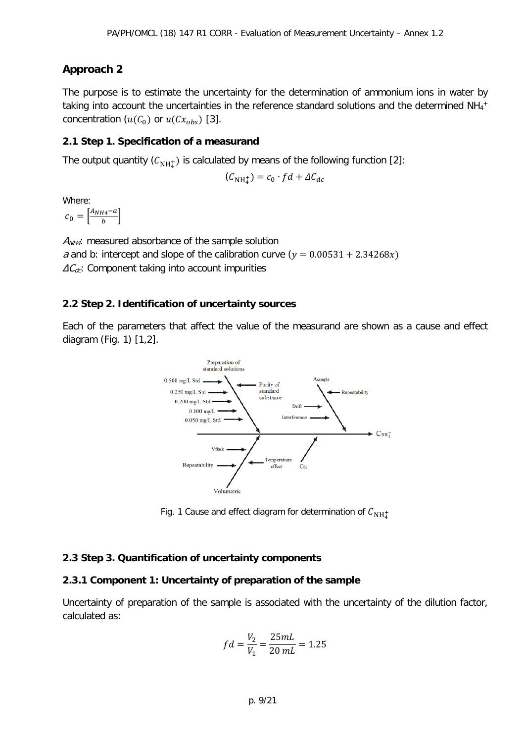## Approach 2

The purpose is to estimate the uncertainty for the determination of ammonium ions in water by taking into account the uncertainties in the reference standard solutions and the determined $NH_4^+$ concentration ($u(C_0)$ or $u(Cx_{obs})$) [3].

### 2.1 Step 1. Specification of a measurand

The output quantity ($C_{NH_4^+}$) is calculated by means of the following function [2]:

$$(C_{NH_4^+}) = c_0 \cdot fd + \Delta C_{dc}$$

Where:

$c_0 = \left[\frac{A_{NH4} - a}{b}\right]$

$A_{NH4}$: measured absorbance of the sample solution

*a* and b: intercept and slope of the calibration curve ($y = 0.00531 + 2.34268x$)

$\Delta C_{dc}$: Component taking into account impurities

### 2.2 Step 2. Identification of uncertainty sources

Each of the parameters that affect the value of the measurand are shown as a cause and effect diagram (Fig. 1) [1,2].

Fig. 1 Cause and effect diagram for determination of $C_{NH_4^+}$

### 2.3 Step 3. Quantification of uncertainty components

#### 2.3.1 Component 1: Uncertainty of preparation of the sample

Uncertainty of preparation of the sample is associated with the uncertainty of the dilution factor, calculated as:

$$fd = \frac{V_2}{V_1} = \frac{25mL}{20\ mL} = 1.25$$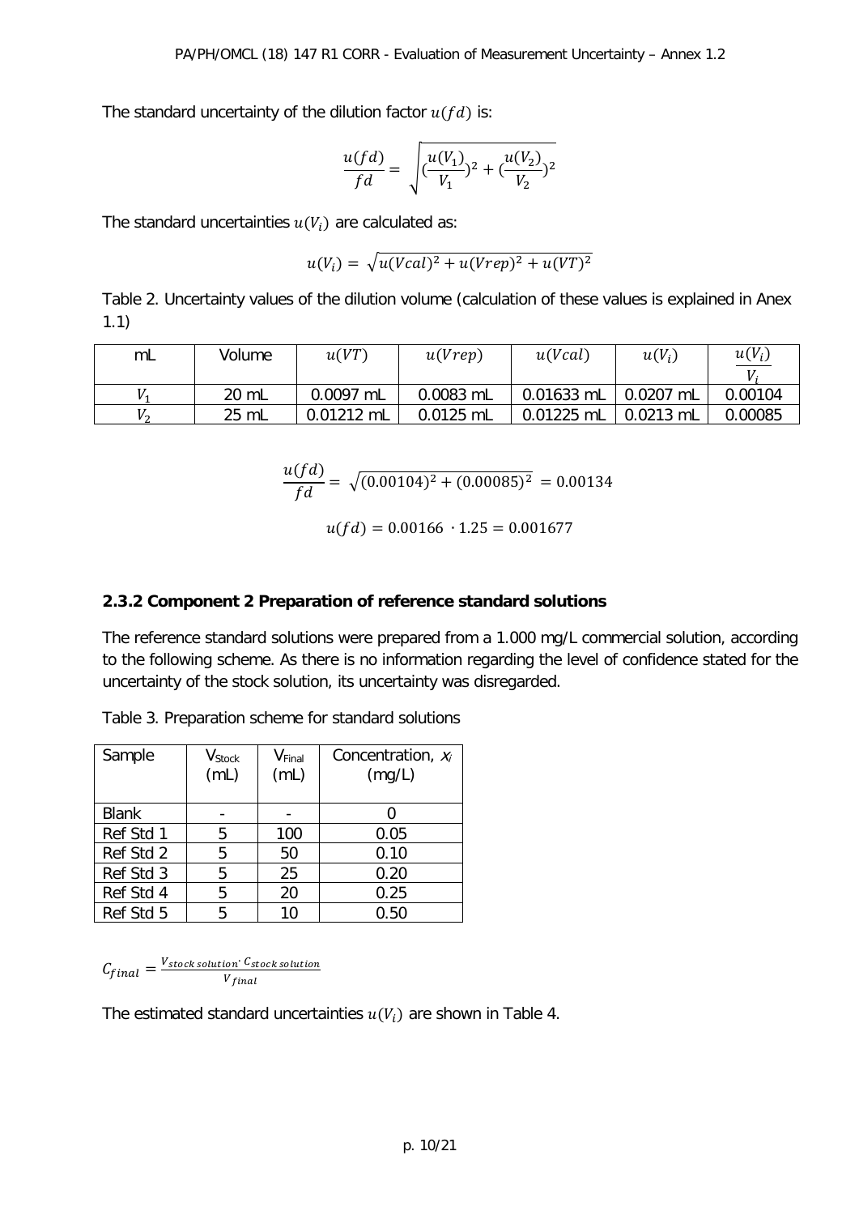The standard uncertainty of the dilution factor $u(fd)$ is:

$$\frac{u(fd)}{fd} = \sqrt{(\frac{u(V_1)}{V_1})^2 + (\frac{u(V_2)}{V_2})^2}$$

The standard uncertainties $u(V_i)$ are calculated as:

$$u(V_i) = \sqrt{u(Vcal)^2 + u(Vrep)^2 + u(VT)^2}$$

Table 2. Uncertainty values of the dilution volume (calculation of these values is explained in Anex 1.1)

| mL | Volume | $u(VT)$ | $u(Vrep)$ | $u(Vcal)$ | $u(V_i)$ | $\frac{u(V_i)}{V_i}$ |
|---|---|---|---|---|---|---|
| $V_1$ | 20 mL | 0.0097 mL | 0.0083 mL | 0.01633 mL | 0.0207 mL | 0.00104 |
| $V_2$ | 25 mL | 0.01212 mL | 0.0125 mL | 0.01225 mL | 0.0213 mL | 0.00085 |

$$\frac{u(fd)}{fd} = \sqrt{(0.00104)^2 + (0.00085)^2} = 0.00134$$

$$u(fd) = 0.00166 \cdot 1.25 = 0.001677$$

### 2.3.2 Component 2 Preparation of reference standard solutions

The reference standard solutions were prepared from a 1.000 mg/L commercial solution, according to the following scheme. As there is no information regarding the level of confidence stated for the uncertainty of the stock solution, its uncertainty was disregarded.

Table 3. Preparation scheme for standard solutions

| Sample | $V_{Stock}$ (mL) | $V_{Final}$ (mL) | Concentration, $x_i$ (mg/L) |
|---|---|---|---|
| Blank | - | - | 0 |
| Ref Std 1 | 5 | 100 | 0.05 |
| Ref Std 2 | 5 | 50 | 0.10 |
| Ref Std 3 | 5 | 25 | 0.20 |
| Ref Std 4 | 5 | 20 | 0.25 |
| Ref Std 5 | 5 | 10 | 0.50 |

$$C_{final} = \frac{V_{stock\ solution} \cdot C_{stock\ solution}}{V_{final}}$$

The estimated standard uncertainties $u(V_i)$ are shown in Table 4.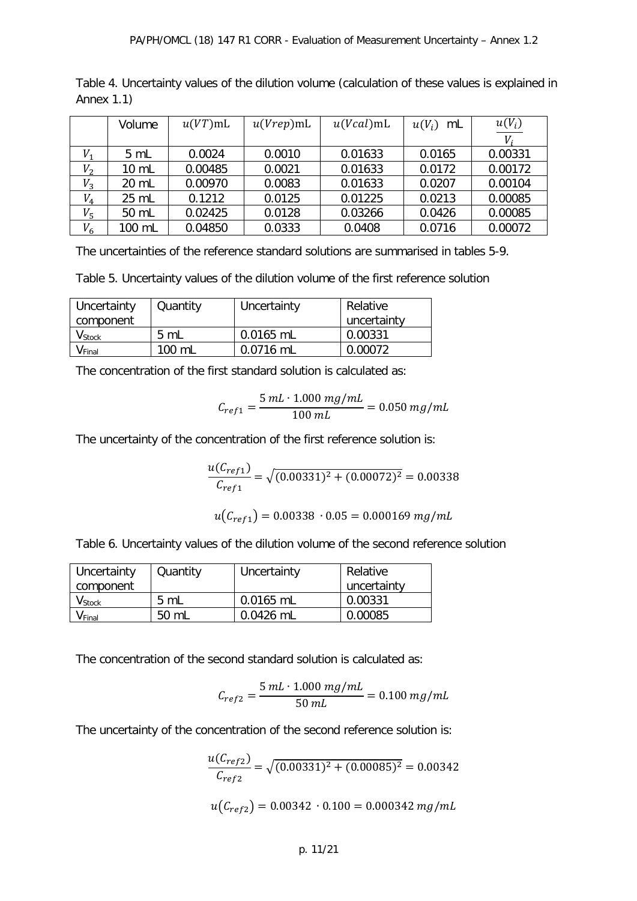Table 4. Uncertainty values of the dilution volume (calculation of these values is explained in Annex 1.1)

| | Volume | $u(VT)$mL | $u(Vrep)$mL | $u(Vcal)$mL | $u(V_i)$ mL | $\frac{u(V_i)}{V_i}$ |
|---|---|---|---|---|---|---|
| $V_1$ | 5 mL | 0.0024 | 0.0010 | 0.01633 | 0.0165 | 0.00331 |
| $V_2$ | 10 mL | 0.00485 | 0.0021 | 0.01633 | 0.0172 | 0.00172 |
| $V_3$ | 20 mL | 0.00970 | 0.0083 | 0.01633 | 0.0207 | 0.00104 |
| $V_4$ | 25 mL | 0.1212 | 0.0125 | 0.01225 | 0.0213 | 0.00085 |
| $V_5$ | 50 mL | 0.02425 | 0.0128 | 0.03266 | 0.0426 | 0.00085 |
| $V_6$ | 100 mL | 0.04850 | 0.0333 | 0.0408 | 0.0716 | 0.00072 |

The uncertainties of the reference standard solutions are summarised in tables 5-9.

Table 5. Uncertainty values of the dilution volume of the first reference solution

| Uncertainty component | Quantity | Uncertainty | Relative uncertainty |
|---|---|---|---|
| $V_{Stock}$ | 5 mL | 0.0165 mL | 0.00331 |
| $V_{Final}$ | 100 mL | 0.0716 mL | 0.00072 |

The concentration of the first standard solution is calculated as:

$$C_{ref1} = \frac{5\ mL \cdot 1.000\ mg/mL}{100\ mL} = 0.050\ mg/mL$$

The uncertainty of the concentration of the first reference solution is:

$$\frac{u(C_{ref1})}{C_{ref1}} = \sqrt{(0.00331)^2 + (0.00072)^2} = 0.00338$$

$$u(C_{ref1}) = 0.00338\ \cdot 0.05 = 0.000169\ mg/mL$$

Table 6. Uncertainty values of the dilution volume of the second reference solution

| Uncertainty component | Quantity | Uncertainty | Relative uncertainty |
|---|---|---|---|
| $V_{Stock}$ | 5 mL | 0.0165 mL | 0.00331 |
| $V_{Final}$ | 50 mL | 0.0426 mL | 0.00085 |

The concentration of the second standard solution is calculated as:

$$C_{ref2} = \frac{5\ mL \cdot 1.000\ mg/mL}{50\ mL} = 0.100\ mg/mL$$

The uncertainty of the concentration of the second reference solution is:

$$\frac{u(C_{ref2})}{C_{ref2}} = \sqrt{(0.00331)^2 + (0.00085)^2} = 0.00342$$

$$u(C_{ref2}) = 0.00342\ \cdot 0.100 = 0.000342\ mg/mL$$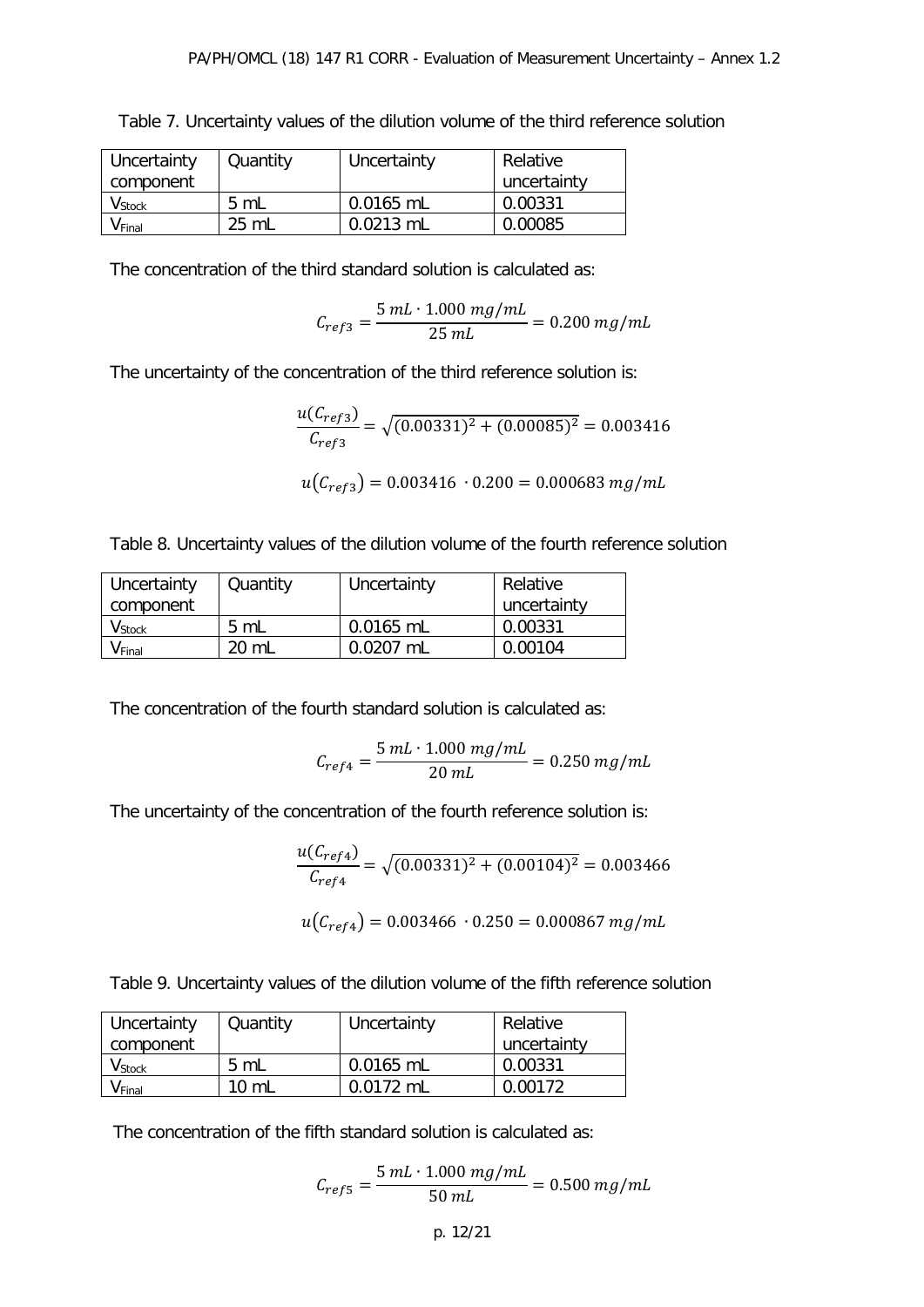Table 7. Uncertainty values of the dilution volume of the third reference solution

| Uncertainty component | Quantity | Uncertainty | Relative uncertainty |
|---|---|---|---|
| $V_{Stock}$ | 5 mL | 0.0165 mL | 0.00331 |
| $V_{Final}$ | 25 mL | 0.0213 mL | 0.00085 |

The concentration of the third standard solution is calculated as:

$$C_{ref3} = \frac{5\ mL \cdot 1.000\ mg/mL}{25\ mL} = 0.200\ mg/mL$$

The uncertainty of the concentration of the third reference solution is:

$$\frac{u(C_{ref3})}{C_{ref3}} = \sqrt{(0.00331)^2 + (0.00085)^2} = 0.003416$$

$$u(C_{ref3}) = 0.003416\ \cdot 0.200 = 0.000683\ mg/mL$$

Table 8. Uncertainty values of the dilution volume of the fourth reference solution

| Uncertainty component | Quantity | Uncertainty | Relative uncertainty |
|---|---|---|---|
| $V_{Stock}$ | 5 mL | 0.0165 mL | 0.00331 |
| $V_{Final}$ | 20 mL | 0.0207 mL | 0.00104 |

The concentration of the fourth standard solution is calculated as:

$$C_{ref4} = \frac{5\ mL \cdot 1.000\ mg/mL}{20\ mL} = 0.250\ mg/mL$$

The uncertainty of the concentration of the fourth reference solution is:

$$\frac{u(C_{ref4})}{C_{ref4}} = \sqrt{(0.00331)^2 + (0.00104)^2} = 0.003466$$

$$u(C_{ref4}) = 0.003466\ \cdot 0.250 = 0.000867\ mg/mL$$

Table 9. Uncertainty values of the dilution volume of the fifth reference solution

| Uncertainty component | Quantity | Uncertainty | Relative uncertainty |
|---|---|---|---|
| $V_{Stock}$ | 5 mL | 0.0165 mL | 0.00331 |
| $V_{Final}$ | 10 mL | 0.0172 mL | 0.00172 |

The concentration of the fifth standard solution is calculated as:

$$C_{ref5} = \frac{5\ mL \cdot 1.000\ mg/mL}{50\ mL} = 0.500\ mg/mL$$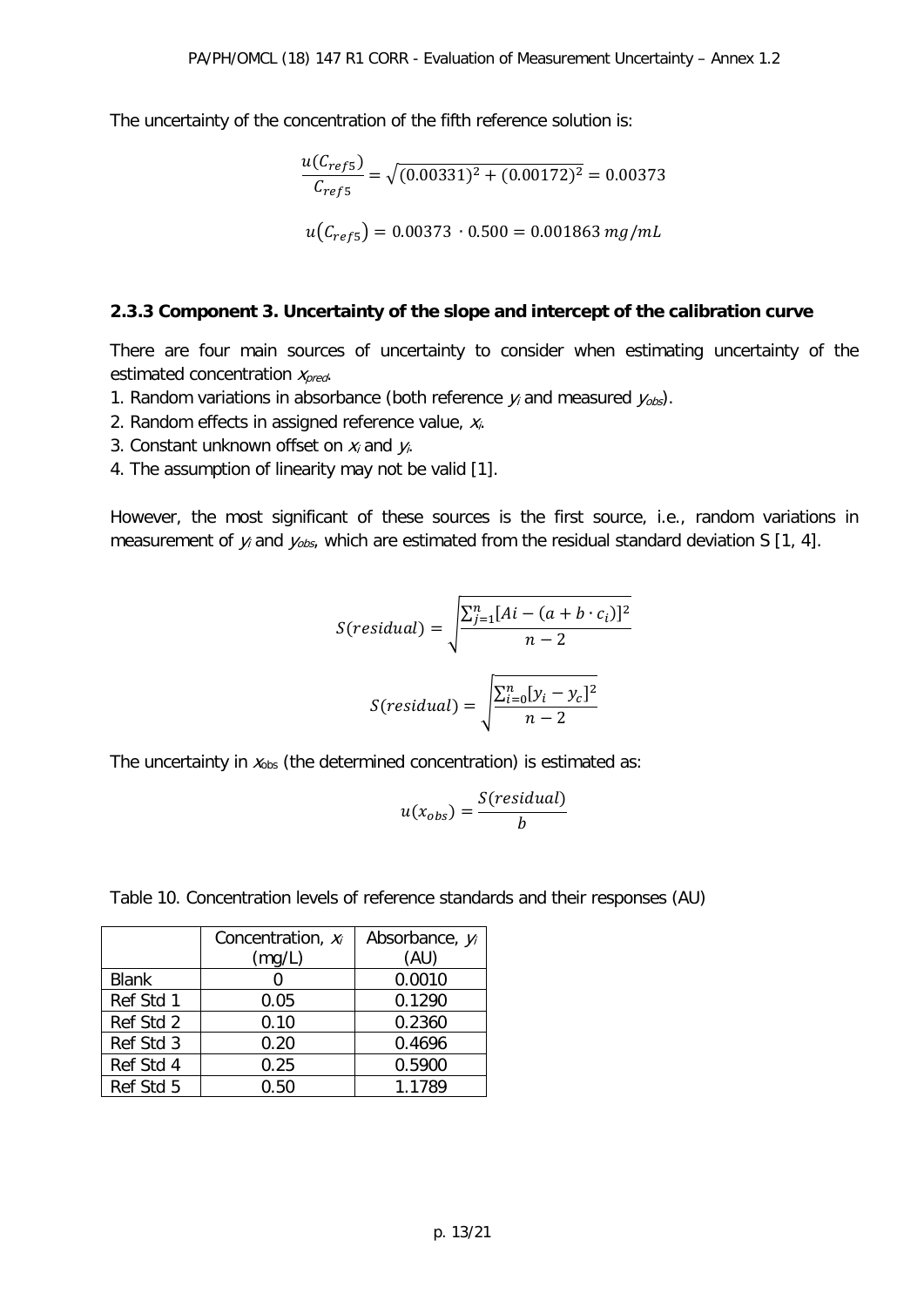The uncertainty of the concentration of the fifth reference solution is:

$$\frac{u(C_{ref5})}{C_{ref5}} = \sqrt{(0.00331)^2 + (0.00172)^2} = 0.00373$$

$$u(C_{ref5}) = 0.00373 \cdot 0.500 = 0.001863\ mg/mL$$

### 2.3.3 Component 3. Uncertainty of the slope and intercept of the calibration curve

There are four main sources of uncertainty to consider when estimating uncertainty of the estimated concentration $x_{pred}$.

1. Random variations in absorbance (both reference $y_i$ and measured $y_{obs}$).
2. Random effects in assigned reference value, $x_i$.
3. Constant unknown offset on $x_i$ and $y_i$.
4. The assumption of linearity may not be valid [1].

However, the most significant of these sources is the first source, i.e., random variations in measurement of $y_i$ and $y_{obs}$, which are estimated from the residual standard deviation S [1, 4].

$$S(residual) = \sqrt{\frac{\sum_{j=1}^{n}[Ai - (a + b \cdot c_i)]^2}{n-2}}$$

$$S(residual) = \sqrt{\frac{\sum_{i=0}^{n}[y_i - y_c]^2}{n-2}}$$

The uncertainty in $x_{obs}$ (the determined concentration) is estimated as:

$$u(x_{obs}) = \frac{S(residual)}{b}$$

Table 10. Concentration levels of reference standards and their responses (AU)

| | Concentration, $x_i$ (mg/L) | Absorbance, $y_i$ (AU) |
|---|---|---|
| Blank | 0 | 0.0010 |
| Ref Std 1 | 0.05 | 0.1290 |
| Ref Std 2 | 0.10 | 0.2360 |
| Ref Std 3 | 0.20 | 0.4696 |
| Ref Std 4 | 0.25 | 0.5900 |
| Ref Std 5 | 0.50 | 1.1789 |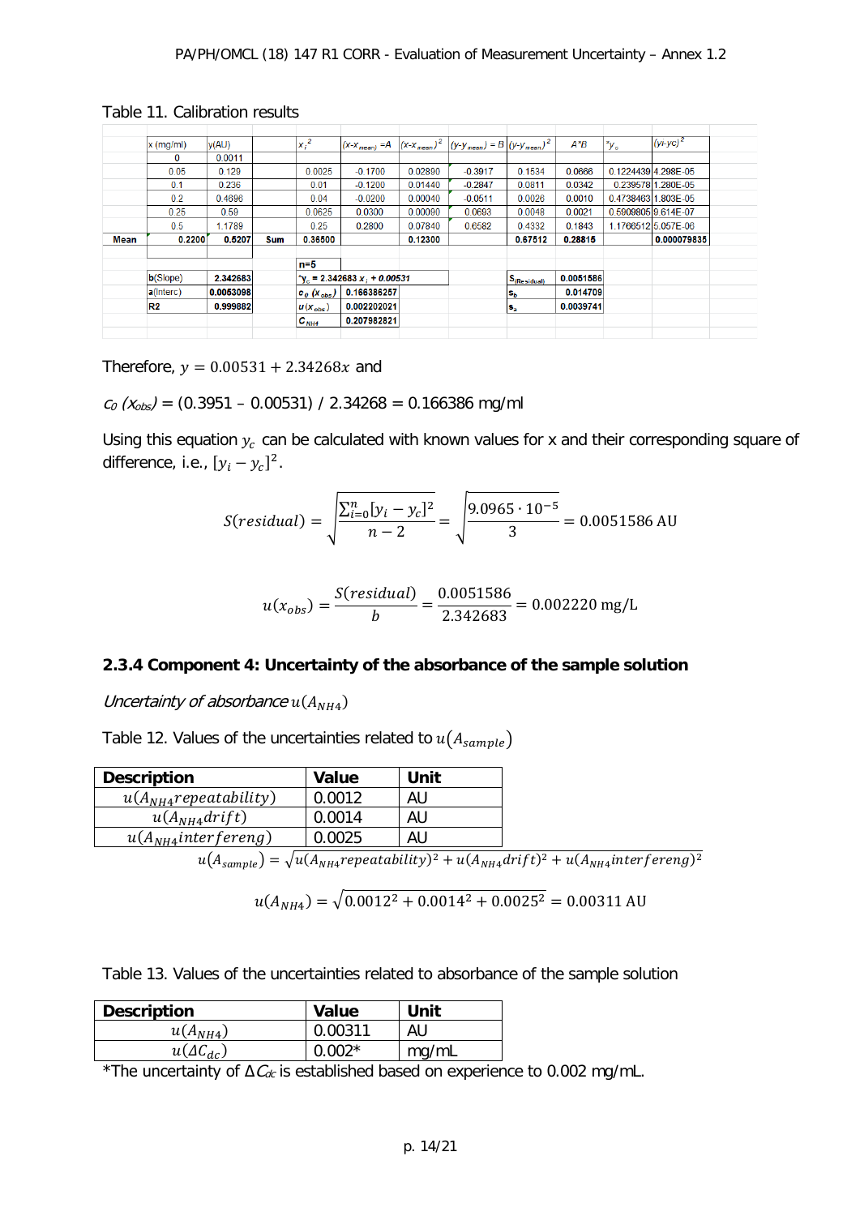Table 11. Calibration results

| | x (mg/ml) | y(AU) | | $x_i^2$ | (x-$x_{mean}$) =A | (x-$x_{mean}$)$^2$ | (y-$y_{mean}$) = B | (y-$y_{mean}$)$^2$ | A*B | *$y_c$ | (yi-yc)$^2$ |
|---|---|---|---|---|---|---|---|---|---|---|---|
| | 0 | 0.0011 | | | | | | | | | |
| | 0.05 | 0.129 | | 0.0025 | -0.1700 | 0.02890 | -0.3917 | 0.1534 | 0.0666 | 0.1224439 | 4.298E-05 |
| | 0.1 | 0.236 | | 0.01 | -0.1200 | 0.01440 | -0.2847 | 0.0811 | 0.0342 | 0.239578 | 1.280E-05 |
| | 0.2 | 0.4696 | | 0.04 | -0.0200 | 0.00040 | -0.0511 | 0.0026 | 0.0010 | 0.4738463 | 1.803E-05 |
| | 0.25 | 0.59 | | 0.0625 | 0.0300 | 0.00090 | 0.0693 | 0.0048 | 0.0021 | 0.5909805 | 9.614E-07 |
| | 0.5 | 1.1789 | | 0.25 | 0.2800 | 0.07840 | 0.6582 | 0.4332 | 0.1843 | 1.1766512 | 5.057E-06 |
| **Mean** | **0.2200** | **0.5207** | **Sum** | **0.36500** | | **0.12300** | | **0.67512** | **0.28815** | | **0.000079835** |
| | | | | n=5 | | | | | | | |
| | b(Slope) | 2.342683 | | *$y_c$ = 2.342683 $x_i$ + 0.00531 | | | | $S_{(Residual)}$ | 0.0051586 | | |
| | a(Interc) | 0.0053098 | | $c_0$ ($x_{obs}$) | 0.166386257 | | | $s_b$ | 0.014709 | | |
| | R2 | 0.999882 | | $u$ ($x_{obs}$) | 0.002202021 | | | $s_a$ | 0.0039741 | | |
| | | | | $C_{NH4}$ | 0.207982821 | | | | | | |

Therefore, $y = 0.00531 + 2.34268x$ and

$c_0$ ($x_{obs}$) = (0.3951 – 0.00531) / 2.34268 = 0.166386 mg/ml

Using this equation $y_c$ can be calculated with known values for x and their corresponding square of difference, i.e., $[y_i - y_c]^2$.

$$S(residual) = \sqrt{\frac{\sum_{i=0}^{n}[y_i - y_c]^2}{n-2}} = \sqrt{\frac{9.0965 \cdot 10^{-5}}{3}} = 0.0051586 \text{ AU}$$

$$u(x_{obs}) = \frac{S(residual)}{b} = \frac{0.0051586}{2.342683} = 0.002220 \text{ mg/L}$$

### 2.3.4 Component 4: Uncertainty of the absorbance of the sample solution

*Uncertainty of absorbance* $u(A_{NH4})$

Table 12. Values of the uncertainties related to $u(A_{sample})$

| Description | Value | Unit |
|---|---|---|
| $u(A_{NH4} repeatability)$ | 0.0012 | AU |
| $u(A_{NH4} drift)$ | 0.0014 | AU |
| $u(A_{NH4} interfereng)$ | 0.0025 | AU |

$$u(A_{sample}) = \sqrt{u(A_{NH4} repeatability)^2 + u(A_{NH4} drift)^2 + u(A_{NH4} interfereng)^2}$$

$$u(A_{NH4}) = \sqrt{0.0012^2 + 0.0014^2 + 0.0025^2} = 0.00311 \text{ AU}$$

Table 13. Values of the uncertainties related to absorbance of the sample solution

| Description | Value | Unit |
|---|---|---|
| $u(A_{NH4})$ | 0.00311 | AU |
| $u(\Delta C_{dc})$ | 0.002* | mg/mL |

*The uncertainty of $\Delta C_{dc}$ is established based on experience to 0.002 mg/mL.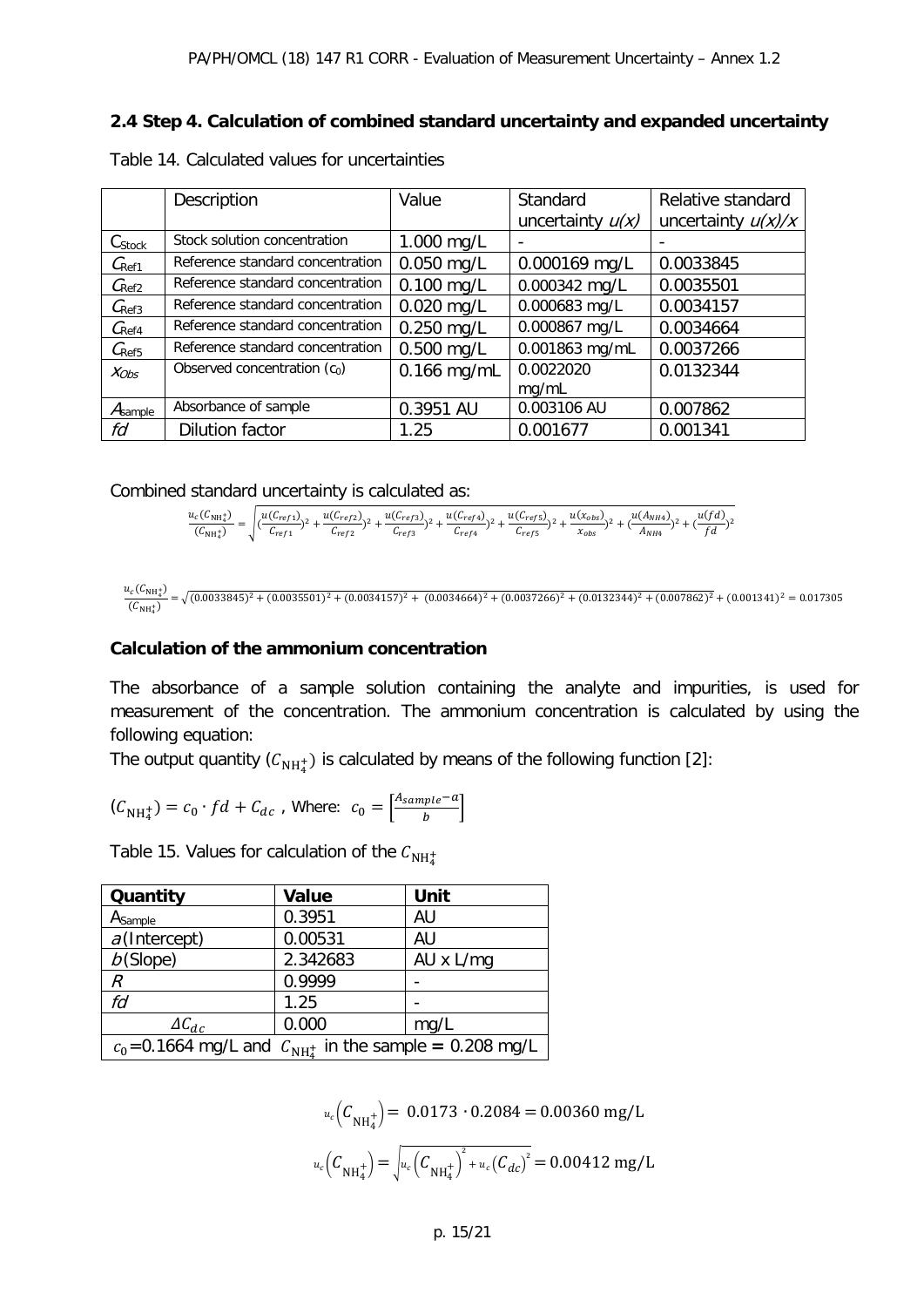## 2.4 Step 4. Calculation of combined standard uncertainty and expanded uncertainty

Table 14. Calculated values for uncertainties

| | Description | Value | Standard uncertainty *u(x)* | Relative standard uncertainty *u(x)/x* |
|---|---|---|---|---|
| $C_{Stock}$ | Stock solution concentration | 1.000 mg/L | - | - |
| $C_{Ref1}$ | Reference standard concentration | 0.050 mg/L | 0.000169 mg/L | 0.0033845 |
| $C_{Ref2}$ | Reference standard concentration | 0.100 mg/L | 0.000342 mg/L | 0.0035501 |
| $C_{Ref3}$ | Reference standard concentration | 0.020 mg/L | 0.000683 mg/L | 0.0034157 |
| $C_{Ref4}$ | Reference standard concentration | 0.250 mg/L | 0.000867 mg/L | 0.0034664 |
| $C_{Ref5}$ | Reference standard concentration | 0.500 mg/L | 0.001863 mg/mL | 0.0037266 |
| $x_{Obs}$ | Observed concentration ($c_0$) | 0.166 mg/mL | 0.0022020 mg/mL | 0.0132344 |
| $A_{sample}$ | Absorbance of sample | 0.3951 AU | 0.003106 AU | 0.007862 |
| $fd$ | Dilution factor | 1.25 | 0.001677 | 0.001341 |

Combined standard uncertainty is calculated as:

$$\frac{u_c(C_{\mathrm{NH_4^+}})}{(C_{\mathrm{NH_4^+}})} = \sqrt{(\frac{u(C_{ref1})}{C_{ref1}})^2 + \frac{u(C_{ref2})}{C_{ref2}})^2 + \frac{u(C_{ref3})}{C_{ref3}})^2 + \frac{u(C_{ref4})}{C_{ref4}})^2 + \frac{u(C_{ref5})}{C_{ref5}})^2 + \frac{u(x_{obs})}{x_{obs}})^2 + (\frac{u(A_{NH4})}{A_{NH4}})^2 + (\frac{u(fd)}{fd})^2}$$

$$\frac{u_c(C_{\mathrm{NH_4^+}})}{(C_{\mathrm{NH_4^+}})} = \sqrt{(0.0033845)^2 + (0.0035501)^2 + (0.0034157)^2 + (0.0034664)^2 + (0.0037266)^2 + (0.0132344)^2 + (0.007862)^2} + (0.001341)^2 = 0.017305$$

### Calculation of the ammonium concentration

The absorbance of a sample solution containing the analyte and impurities, is used for measurement of the concentration. The ammonium concentration is calculated by using the following equation:

The output quantity ($C_{\mathrm{NH_4^+}}$) is calculated by means of the following function [2]:

$(C_{\mathrm{NH_4^+}}) = c_0 \cdot fd + C_{dc}$ , Where: $c_0 = \left[\frac{A_{sample} - a}{b}\right]$

Table 15. Values for calculation of the $C_{\mathrm{NH_4^+}}$

| Quantity | Value | Unit |
|---|---|---|
| $A_{Sample}$ | 0.3951 | AU |
| *a* (Intercept) | 0.00531 | AU |
| *b* (Slope) | 2.342683 | AU x L/mg |
| *R* | 0.9999 | - |
| *fd* | 1.25 | - |
| $\Delta C_{dc}$ | 0.000 | mg/L |
| $c_0$=0.1664 mg/L and $C_{\mathrm{NH_4^+}}$ in the sample = 0.208 mg/L | | |

$$u_c\left(C_{\mathrm{NH_4^+}}\right) = 0.0173 \cdot 0.2084 = 0.00360 \text{ mg/L}$$

$$u_c\left(C_{\mathrm{NH_4^+}}\right) = \sqrt{u_c\left(C_{\mathrm{NH_4^+}}\right)^2 + u_c\left(C_{dc}\right)^2} = 0.00412 \text{ mg/L}$$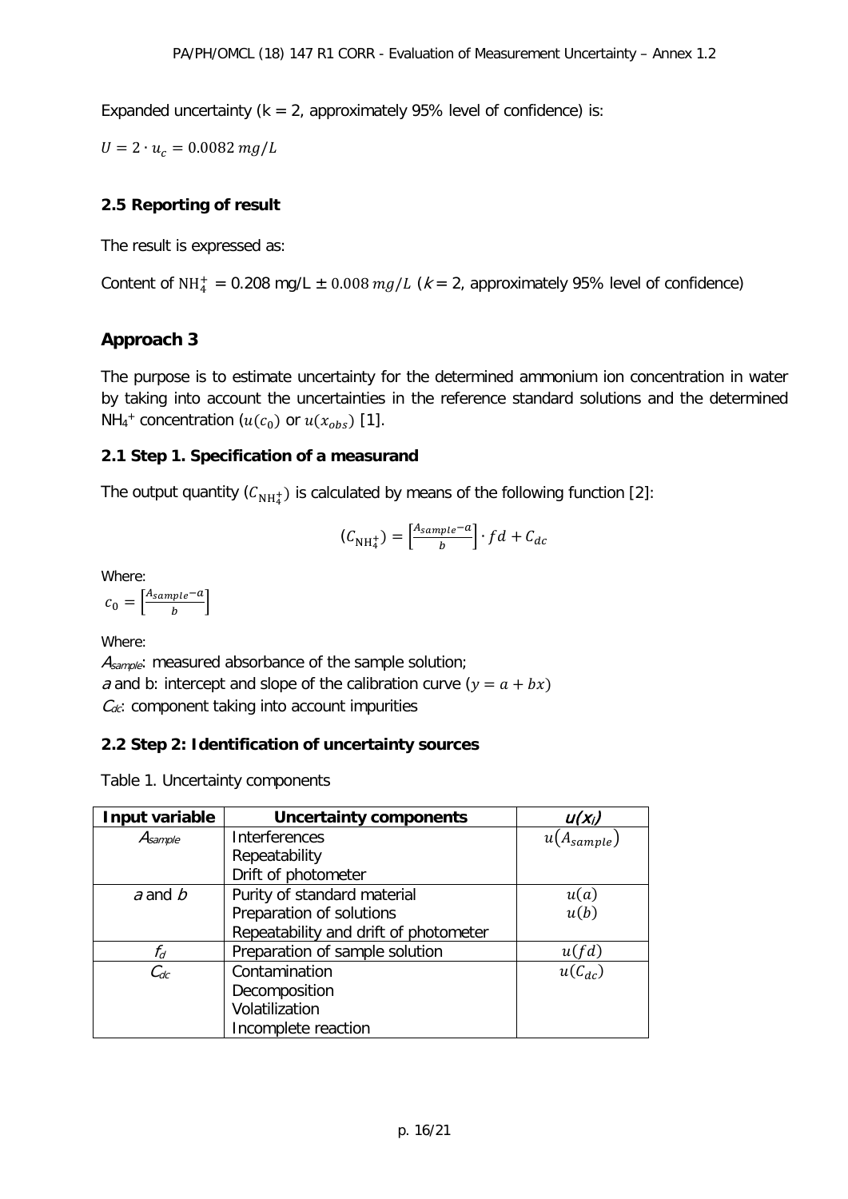Expanded uncertainty (k = 2, approximately 95% level of confidence) is:

$U = 2 \cdot u_c = 0.0082\ mg/L$

**2.5 Reporting of result**

The result is expressed as:

Content of $NH_4^+$ = 0.208 mg/L ± $0.008\ mg/L$ (*k* = 2, approximately 95% level of confidence)

## Approach 3

The purpose is to estimate uncertainty for the determined ammonium ion concentration in water by taking into account the uncertainties in the reference standard solutions and the determined $NH_4^+$ concentration ($u(c_0)$ or $u(x_{obs})$ [1].

**2.1 Step 1. Specification of a measurand**

The output quantity ($C_{NH_4^+}$) is calculated by means of the following function [2]:

$$(C_{NH_4^+}) = \left[\frac{A_{sample} - a}{b}\right] \cdot fd + C_{dc}$$

Where:

$c_0 = \left[\frac{A_{sample} - a}{b}\right]$

Where:

$A_{sample}$: measured absorbance of the sample solution;
*a* and b: intercept and slope of the calibration curve ($y = a + bx$)
$C_{dc}$: component taking into account impurities

**2.2 Step 2: Identification of uncertainty sources**

Table 1. Uncertainty components

| Input variable | Uncertainty components | $u(x_i)$ |
|---|---|---|
| $A_{sample}$ | Interferences<br>Repeatability<br>Drift of photometer | $u(A_{sample})$ |
| *a* and *b* | Purity of standard material<br>Preparation of solutions<br>Repeatability and drift of photometer | $u(a)$<br>$u(b)$ |
| $f_d$ | Preparation of sample solution | $u(fd)$ |
| $C_{dc}$ | Contamination<br>Decomposition<br>Volatilization<br>Incomplete reaction | $u(C_{dc})$ |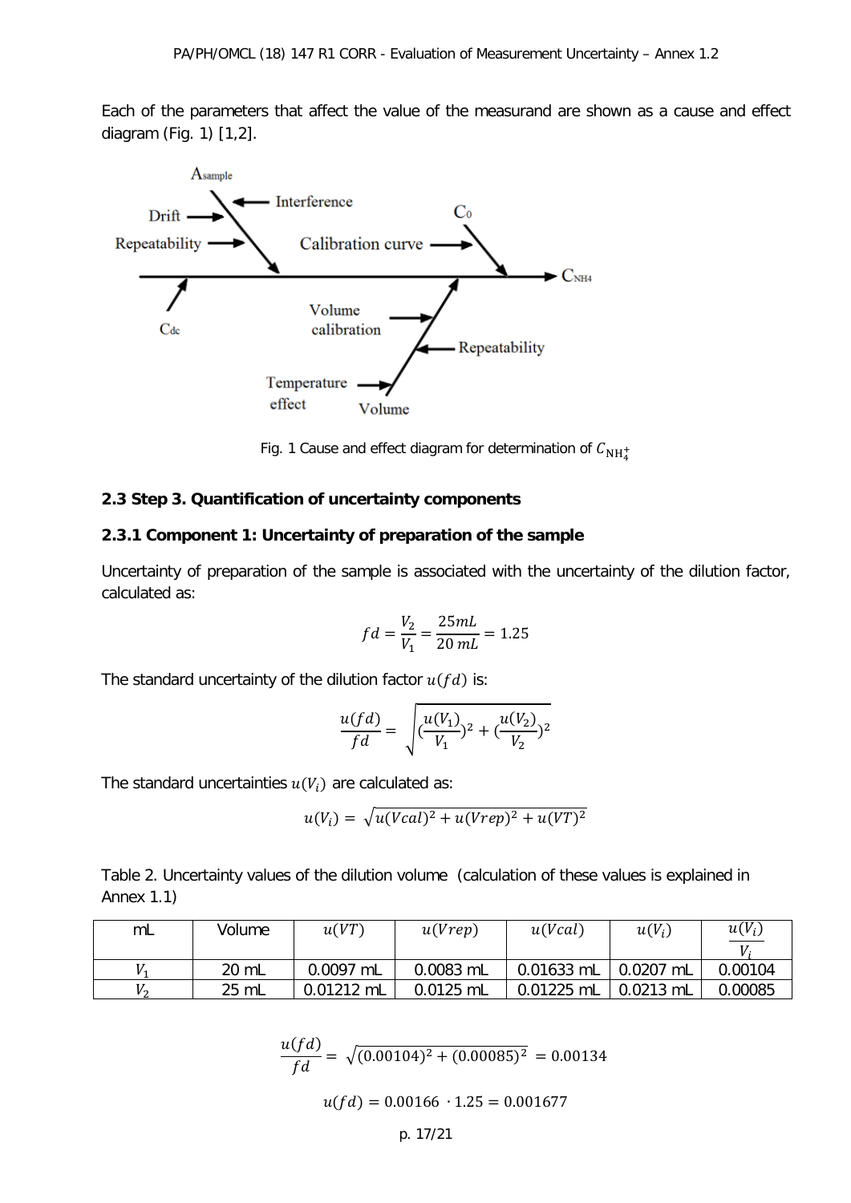Each of the parameters that affect the value of the measurand are shown as a cause and effect diagram (Fig. 1) [1,2].

Fig. 1 Cause and effect diagram for determination of $C_{\mathrm{NH_4^+}}$

### 2.3 Step 3. Quantification of uncertainty components

#### 2.3.1 Component 1: Uncertainty of preparation of the sample

Uncertainty of preparation of the sample is associated with the uncertainty of the dilution factor, calculated as:

$$fd = \frac{V_2}{V_1} = \frac{25mL}{20\ mL} = 1.25$$

The standard uncertainty of the dilution factor $u(fd)$ is:

$$\frac{u(fd)}{fd} = \sqrt{(\frac{u(V_1)}{V_1})^2 + (\frac{u(V_2)}{V_2})^2}$$

The standard uncertainties $u(V_i)$ are calculated as:

$$u(V_i) = \sqrt{u(Vcal)^2 + u(Vrep)^2 + u(VT)^2}$$

Table 2. Uncertainty values of the dilution volume (calculation of these values is explained in Annex 1.1)

| mL | Volume | $u(VT)$ | $u(Vrep)$ | $u(Vcal)$ | $u(V_i)$ | $\frac{u(V_i)}{V_i}$ |
|---|---|---|---|---|---|---|
| $V_1$ | 20 mL | 0.0097 mL | 0.0083 mL | 0.01633 mL | 0.0207 mL | 0.00104 |
| $V_2$ | 25 mL | 0.01212 mL | 0.0125 mL | 0.01225 mL | 0.0213 mL | 0.00085 |

$$\frac{u(fd)}{fd} = \sqrt{(0.00104)^2 + (0.00085)^2} = 0.00134$$

$$u(fd) = 0.00166 \cdot 1.25 = 0.001677$$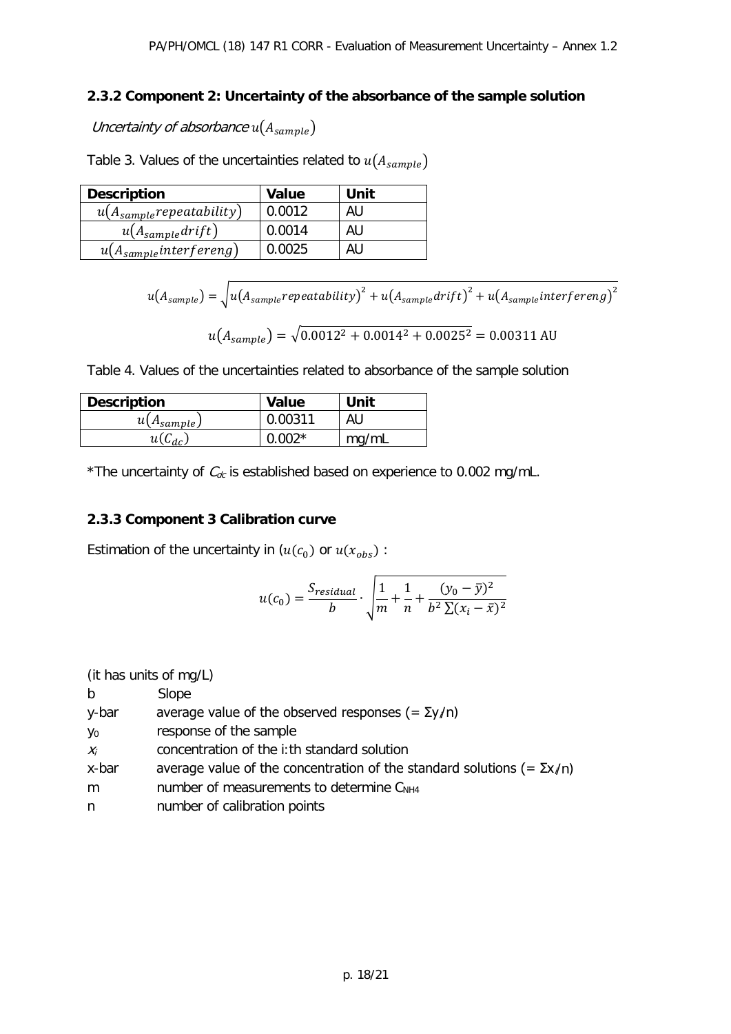### 2.3.2 Component 2: Uncertainty of the absorbance of the sample solution

*Uncertainty of absorbance* $u(A_{sample})$

Table 3. Values of the uncertainties related to $u(A_{sample})$

| Description | Value | Unit |
|---|---|---|
| $u(A_{sample} repeatability)$ | 0.0012 | AU |
| $u(A_{sample} drift)$ | 0.0014 | AU |
| $u(A_{sample} interfereng)$ | 0.0025 | AU |

$$u(A_{sample}) = \sqrt{u(A_{sample} repeatability)^2 + u(A_{sample} drift)^2 + u(A_{sample} interfereng)^2}$$

$$u(A_{sample}) = \sqrt{0.0012^2 + 0.0014^2 + 0.0025^2} = 0.00311 \text{ AU}$$

Table 4. Values of the uncertainties related to absorbance of the sample solution

| Description | Value | Unit |
|---|---|---|
| $u(A_{sample})$ | 0.00311 | AU |
| $u(C_{dc})$ | 0.002* | mg/mL |

*The uncertainty of $C_{dc}$ is established based on experience to 0.002 mg/mL.

### 2.3.3 Component 3 Calibration curve

Estimation of the uncertainty in ($u(c_0)$ or $u(x_{obs})$ :

$$u(c_0) = \frac{S_{residual}}{b} \cdot \sqrt{\frac{1}{m} + \frac{1}{n} + \frac{(y_0 - \bar{y})^2}{b^2 \sum (x_i - \bar{x})^2}}$$

(it has units of mg/L)

b Slope
y-bar average value of the observed responses (= $\Sigma y_i/n$)
$y_0$ response of the sample
$x_i$ concentration of the i:th standard solution
x-bar average value of the concentration of the standard solutions (= $\Sigma x_i/n$)
m number of measurements to determine $C_{NH4}$
n number of calibration points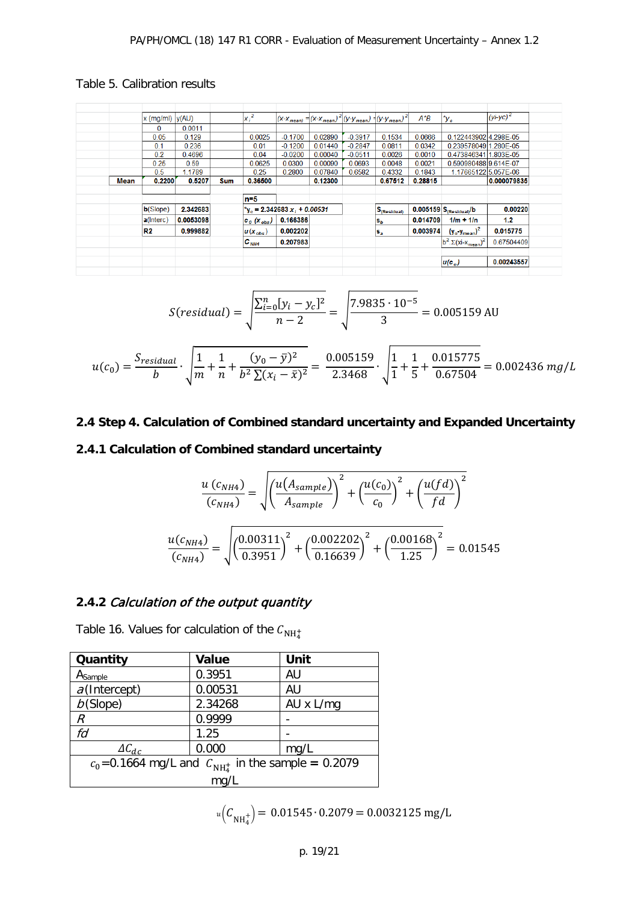Table 5. Calibration results

| | x (mg/ml) | y(AU) | | $x_i^2$ | $(x-x_{mean})$ | $(x-x_{mean})^2$ | $(y-y_{mean})$ | $(y-y_{mean})^2$ | A*B | $^y_c$ | $(yi-yc)^2$ |
|---|---|---|---|---|---|---|---|---|---|---|---|
| | 0 | 0.0011 | | | | | | | | | |
| | 0.05 | 0.129 | | 0.0025 | -0.1700 | 0.02890 | -0.3917 | 0.1534 | 0.0666 | 0.122443902 | 4.298E-05 |
| | 0.1 | 0.236 | | 0.01 | -0.1200 | 0.01440 | -0.2847 | 0.0811 | 0.0342 | 0.239578049 | 1.280E-05 |
| | 0.2 | 0.4696 | | 0.04 | -0.0200 | 0.00040 | -0.0511 | 0.0026 | 0.0010 | 0.473846341 | 1.803E-05 |
| | 0.25 | 0.59 | | 0.0625 | 0.0300 | 0.00090 | 0.0693 | 0.0048 | 0.0021 | 0.590980488 | 9.614E-07 |
| | 0.5 | 1.1789 | | 0.25 | 0.2800 | 0.07840 | 0.6582 | 0.4332 | 0.1843 | 1.17665122 | 5.057E-06 |
| **Mean** | **0.2200** | **0.5207** | **Sum** | **0.36500** | | **0.12300** | | **0.67512** | **0.28815** | | **0.000079835** |
| | | | | n=5 | | | | | | | |
| | **b**(Slope) | **2.342683** | | $^y_c$ = 2.342683 $x_i$ + 0.00531 | | | | $S_{(Residual)}$ | **0.005159** | $S_{(Residual)}/b$ | **0.00220** |
| | **a**(Interc) | **0.0053098** | | $c_0$ ($x_{obs}$) | **0.166386** | | | $s_b$ | **0.014709** | 1/m + 1/n | **1.2** |
| | **R2** | **0.999882** | | $u$ ($x_{obs}$) | **0.002202** | | | $s_a$ | **0.003974** | $(y_0-y_{mean})^2$ | **0.015775** |
| | | | | $C_{NH4}$ | **0.207983** | | | | | $b^2\ \Sigma(xi-x_{mean})^2$ | 0.67504409 |
| | | | | | | | | | | $u(c_0)$ | **0.00243557** |

$$S(residual) = \sqrt{\frac{\sum_{i=0}^{n}[y_i - y_c]^2}{n-2}} = \sqrt{\frac{7.9835\cdot 10^{-5}}{3}} = 0.005159\ \text{AU}$$

$$u(c_0) = \frac{S_{residual}}{b}\cdot\sqrt{\frac{1}{m}+\frac{1}{n}+\frac{(y_0-\bar{y})^2}{b^2\sum(x_i-\bar{x})^2}} = \frac{0.005159}{2.3468}\cdot\sqrt{\frac{1}{1}+\frac{1}{5}+\frac{0.015775}{0.67504}} = 0.002436\ mg/L$$

## 2.4 Step 4. Calculation of Combined standard uncertainty and Expanded Uncertainty

### 2.4.1 Calculation of Combined standard uncertainty

$$\frac{u\,(c_{NH4})}{(c_{NH4})} = \sqrt{\left(\frac{u(A_{sample})}{A_{sample}}\right)^2 + \left(\frac{u(c_0)}{c_0}\right)^2 + \left(\frac{u(fd)}{fd}\right)^2}$$

$$\frac{u(c_{NH4})}{(c_{NH4})} = \sqrt{\left(\frac{0.00311}{0.3951}\right)^2 + \left(\frac{0.002202}{0.16639}\right)^2 + \left(\frac{0.00168}{1.25}\right)^2} = 0.01545$$

### 2.4.2 *Calculation of the output quantity*

Table 16. Values for calculation of the $C_{NH_4^+}$

| Quantity | Value | Unit |
|---|---|---|
| $A_{Sample}$ | 0.3951 | AU |
| *a* (Intercept) | 0.00531 | AU |
| *b* (Slope) | 2.34268 | AU x L/mg |
| *R* | 0.9999 | - |
| *fd* | 1.25 | - |
| $\Delta C_{dc}$ | 0.000 | mg/L |
| $c_0$=0.1664 mg/L and $C_{NH_4^+}$ in the sample = 0.2079 mg/L | | |

$$u\left(C_{NH_4^+}\right) = 0.01545\cdot 0.2079 = 0.0032125\ \text{mg/L}$$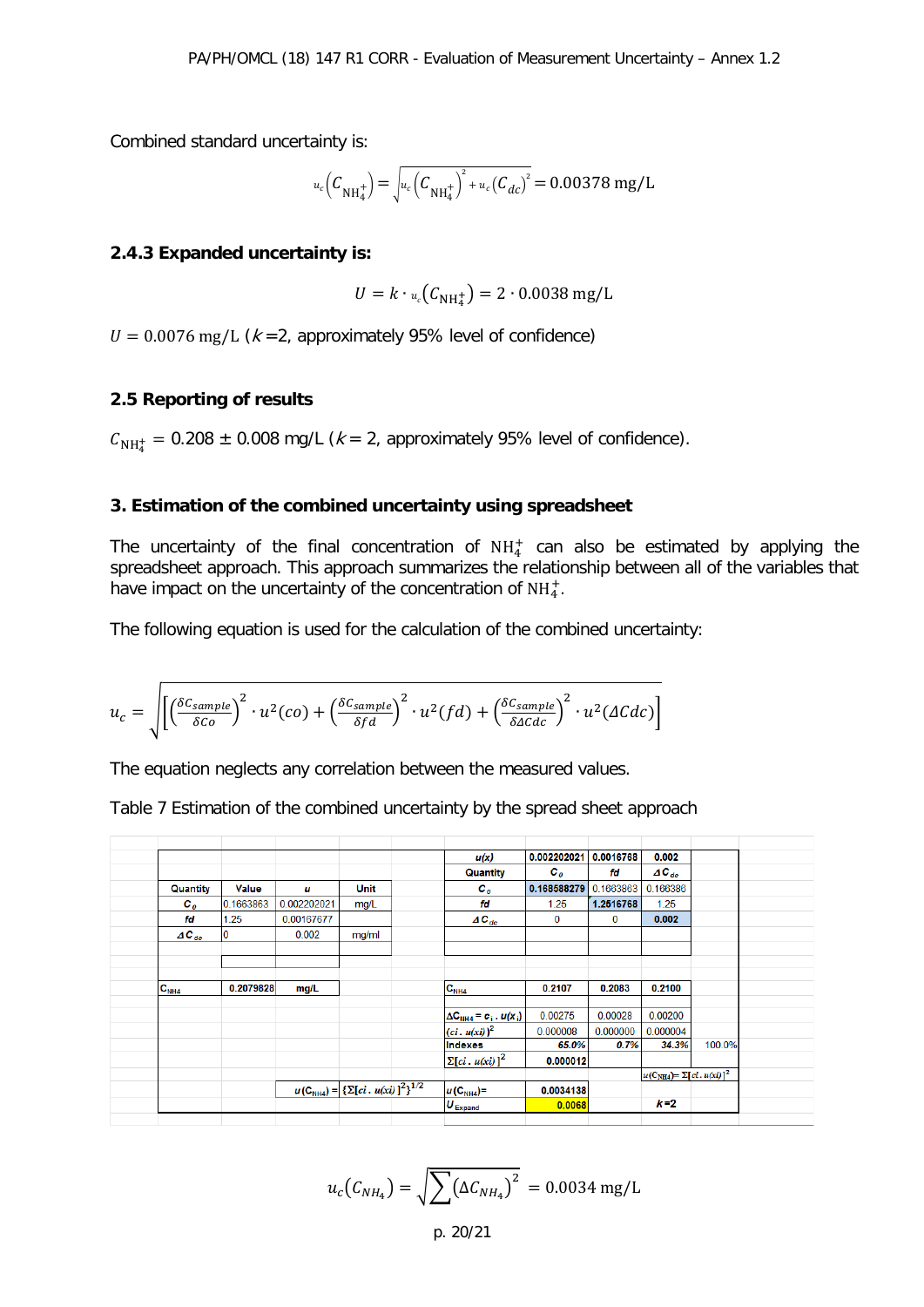Combined standard uncertainty is:

$$u_c\left(C_{\mathrm{NH}_4^+}\right) = \sqrt{u_c\left(C_{\mathrm{NH}_4^+}\right)^2 + u_c\left(C_{dc}\right)^2} = 0.00378\ \mathrm{mg/L}$$

### 2.4.3 Expanded uncertainty is:

$$U = k \cdot u_c\left(C_{\mathrm{NH}_4^+}\right) = 2 \cdot 0.0038\ \mathrm{mg/L}$$

$U = 0.0076\ \mathrm{mg/L}$ ($k$ =2, approximately 95% level of confidence)

### 2.5 Reporting of results

$C_{\mathrm{NH}_4^+}$ = 0.208 ± 0.008 mg/L ($k$ = 2, approximately 95% level of confidence).

## 3. Estimation of the combined uncertainty using spreadsheet

The uncertainty of the final concentration of $\mathrm{NH}_4^+$ can also be estimated by applying the spreadsheet approach. This approach summarizes the relationship between all of the variables that have impact on the uncertainty of the concentration of $\mathrm{NH}_4^+$.

The following equation is used for the calculation of the combined uncertainty:

$$u_c = \sqrt{\left[\left(\frac{\delta C_{sample}}{\delta Co}\right)^2 \cdot u^2(co) + \left(\frac{\delta C_{sample}}{\delta fd}\right)^2 \cdot u^2(fd) + \left(\frac{\delta C_{sample}}{\delta \Delta Cdc}\right)^2 \cdot u^2(\Delta Cdc)\right]}$$

The equation neglects any correlation between the measured values.

Table 7 Estimation of the combined uncertainty by the spread sheet approach

| Quantity | Value | u | Unit |
|---|---|---|---|
| $C_o$ | 0.1663863 | 0.002202021 | mg/L |
| $fd$ | 1.25 | 0.00167677 | |
| $\Delta C_{dc}$ | 0 | 0.002 | mg/ml |
| $C_{NH4}$ | 0.2079828 | mg/L | |

| | | | | |
|---|---|---|---|---|
| $u(x)$ | 0.002202021 | 0.0016768 | 0.002 | |
| Quantity | $C_o$ | $fd$ | $\Delta C_{dc}$ | |
| $C_o$ | 0.168588279 | 0.1663863 | 0.166386 | |
| $fd$ | 1.25 | 1.2516768 | 1.25 | |
| $\Delta C_{dc}$ | 0 | 0 | 0.002 | |
| $C_{NH4}$ | 0.2107 | 0.2083 | 0.2100 | |
| $\Delta C_{NH4} = c_i \cdot u(x_i)$ | 0.00275 | 0.00028 | 0.00200 | |
| $(ci \cdot u(xi))^2$ | 0.000008 | 0.000000 | 0.000004 | |
| Indexes | 65.0% | 0.7% | 34.3% | 100.0% |
| $\Sigma[ci \cdot u(xi)]^2$ | 0.000012 | | $u(C_{NH4}) = \Sigma[ci \cdot u(xi)]^2$ | |
| $u(C_{NH4}) = \{\Sigma[ci \cdot u(xi)]^2\}^{1/2}$ — $u(C_{NH4})$= | 0.0034138 | | | |
| $U_{Expand}$ | 0.0068 | | $k$=2 | |

$$u_c\left(C_{NH_4}\right) = \sqrt{\sum\left(\Delta C_{NH_4}\right)^2} = 0.0034\ \mathrm{mg/L}$$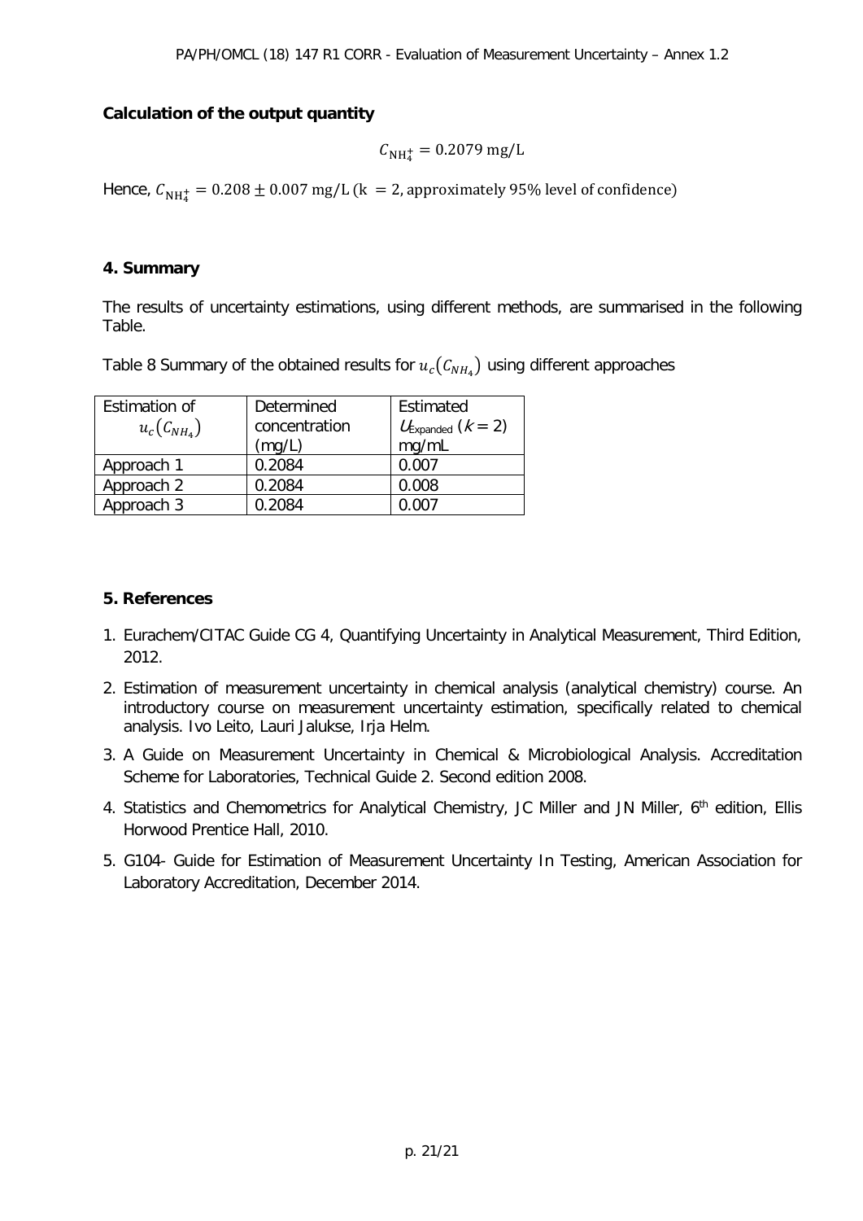**Calculation of the output quantity**

$$C_{\mathrm{NH}_4^+} = 0.2079 \text{ mg/L}$$

Hence, $C_{\mathrm{NH}_4^+} = 0.208 \pm 0.007 \text{ mg/L (k } = 2\text{, approximately 95\% level of confidence)}$

## 4. Summary

The results of uncertainty estimations, using different methods, are summarised in the following Table.

Table 8 Summary of the obtained results for $u_c(C_{NH_4})$ using different approaches

| Estimation of $u_c(C_{NH_4})$ | Determined concentration (mg/L) | Estimated $U_{\text{Expanded}}$ ($k = 2$) mg/mL |
|---|---|---|
| Approach 1 | 0.2084 | 0.007 |
| Approach 2 | 0.2084 | 0.008 |
| Approach 3 | 0.2084 | 0.007 |

## 5. References

1. Eurachem/CITAC Guide CG 4, Quantifying Uncertainty in Analytical Measurement, Third Edition, 2012.
2. Estimation of measurement uncertainty in chemical analysis (analytical chemistry) course. An introductory course on measurement uncertainty estimation, specifically related to chemical analysis. Ivo Leito, Lauri Jalukse, Irja Helm.
3. A Guide on Measurement Uncertainty in Chemical & Microbiological Analysis. Accreditation Scheme for Laboratories, Technical Guide 2. Second edition 2008.
4. Statistics and Chemometrics for Analytical Chemistry, JC Miller and JN Miller, 6th edition, Ellis Horwood Prentice Hall, 2010.
5. G104- Guide for Estimation of Measurement Uncertainty In Testing, American Association for Laboratory Accreditation, December 2014.